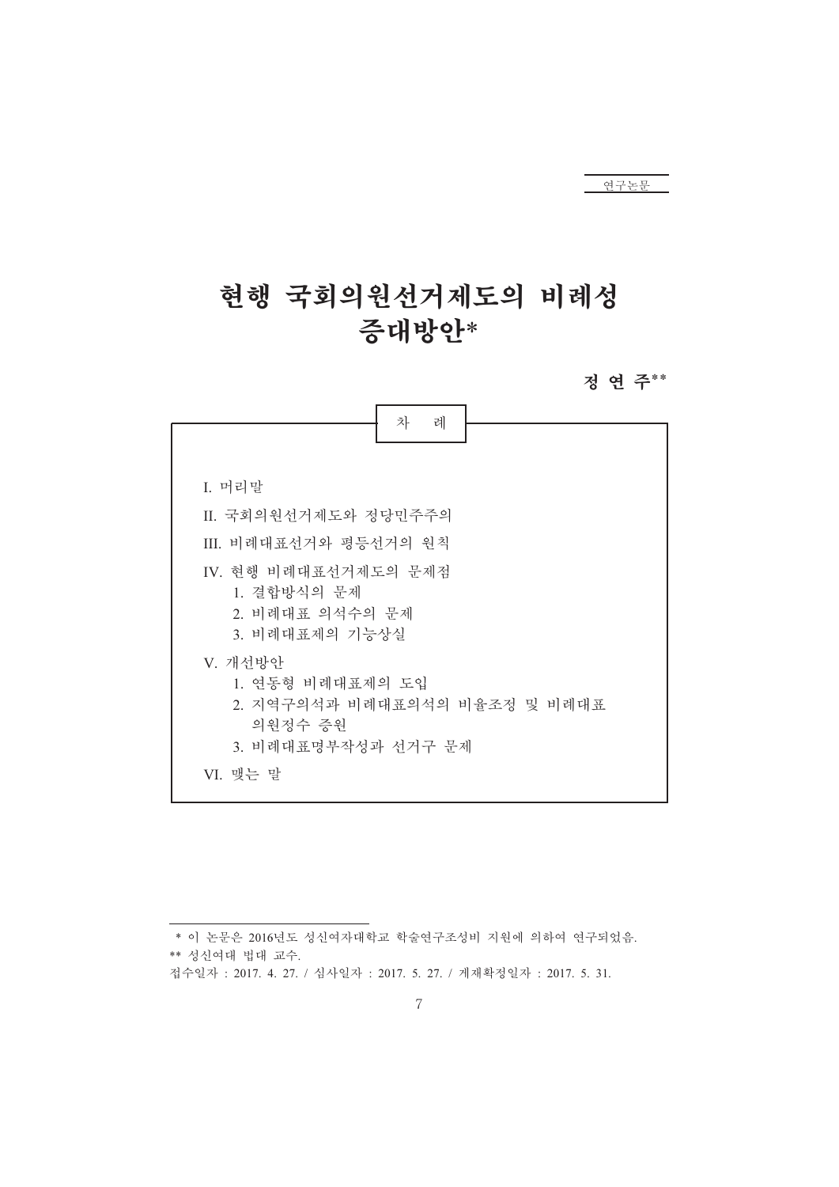연구논문

# 현행 국회의원선거제도의 비례성 증대방안*

**정 연 주****

차 례

I. 머리말

II. 국회의원선거제도와 정당민주주의

III. 비례대표선거와 평등선거의 원칙

IV. 현행 비례대표선거제도의 문제점
  1. 결합방식의 문제
  2. 비례대표 의석수의 문제
  3. 비례대표제의 기능상실

V. 개선방안
  1. 연동형 비례대표제의 도입
  2. 지역구의석과 비례대표의석의 비율조정 및 비례대표 의원정수 증원
  3. 비례대표명부작성과 선거구 문제

VI. 맺는 말

---

\* 이 논문은 2016년도 성신여자대학교 학술연구조성비 지원에 의하여 연구되었음.

\*\* 성신여대 법대 교수.

접수일자 : 2017. 4. 27. / 심사일자 : 2017. 5. 27. / 게재확정일자 : 2017. 5. 31.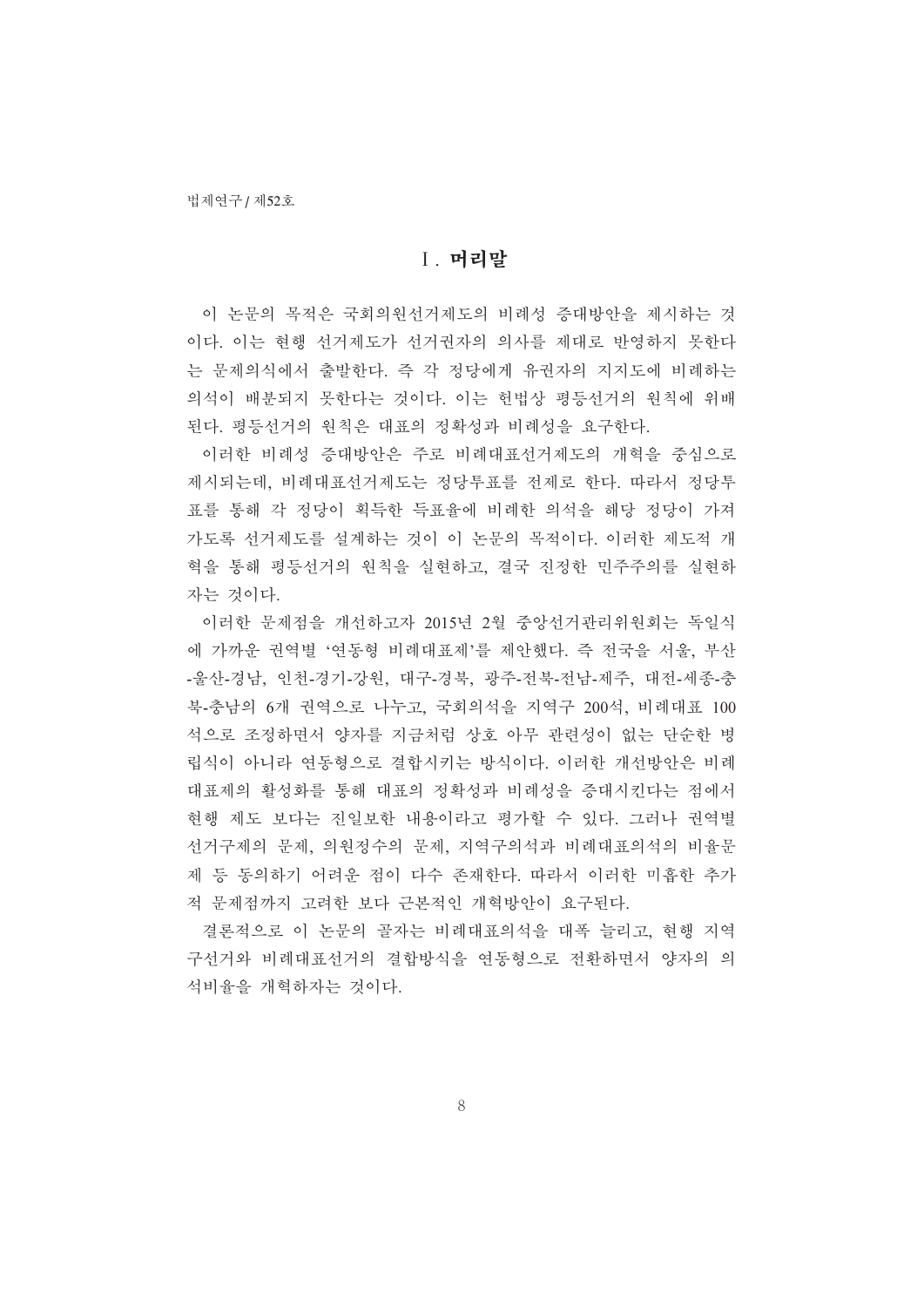## Ⅰ. 머리말

이 논문의 목적은 국회의원선거제도의 비례성 증대방안을 제시하는 것이다. 이는 현행 선거제도가 선거권자의 의사를 제대로 반영하지 못한다는 문제의식에서 출발한다. 즉 각 정당에게 유권자의 지지도에 비례하는 의석이 배분되지 못한다는 것이다. 이는 헌법상 평등선거의 원칙에 위배된다. 평등선거의 원칙은 대표의 정확성과 비례성을 요구한다.

이러한 비례성 증대방안은 주로 비례대표선거제도의 개혁을 중심으로 제시되는데, 비례대표선거제도는 정당투표를 전제로 한다. 따라서 정당투표를 통해 각 정당이 획득한 득표율에 비례한 의석을 해당 정당이 가져가도록 선거제도를 설계하는 것이 이 논문의 목적이다. 이러한 제도적 개혁을 통해 평등선거의 원칙을 실현하고, 결국 진정한 민주주의를 실현하자는 것이다.

이러한 문제점을 개선하고자 2015년 2월 중앙선거관리위원회는 독일식에 가까운 권역별 '연동형 비례대표제'를 제안했다. 즉 전국을 서울, 부산-울산-경남, 인천-경기-강원, 대구-경북, 광주-전북-전남-제주, 대전-세종-충북-충남의 6개 권역으로 나누고, 국회의석을 지역구 200석, 비례대표 100석으로 조정하면서 양자를 지금처럼 상호 아무 관련성이 없는 단순한 병립식이 아니라 연동형으로 결합시키는 방식이다. 이러한 개선방안은 비례대표제의 활성화를 통해 대표의 정확성과 비례성을 증대시킨다는 점에서 현행 제도 보다는 진일보한 내용이라고 평가할 수 있다. 그러나 권역별 선거구제의 문제, 의원정수의 문제, 지역구의석과 비례대표의석의 비율문제 등 동의하기 어려운 점이 다수 존재한다. 따라서 이러한 미흡한 추가적 문제점까지 고려한 보다 근본적인 개혁방안이 요구된다.

결론적으로 이 논문의 골자는 비례대표의석을 대폭 늘리고, 현행 지역구선거와 비례대표선거의 결합방식을 연동형으로 전환하면서 양자의 의석비율을 개혁하자는 것이다.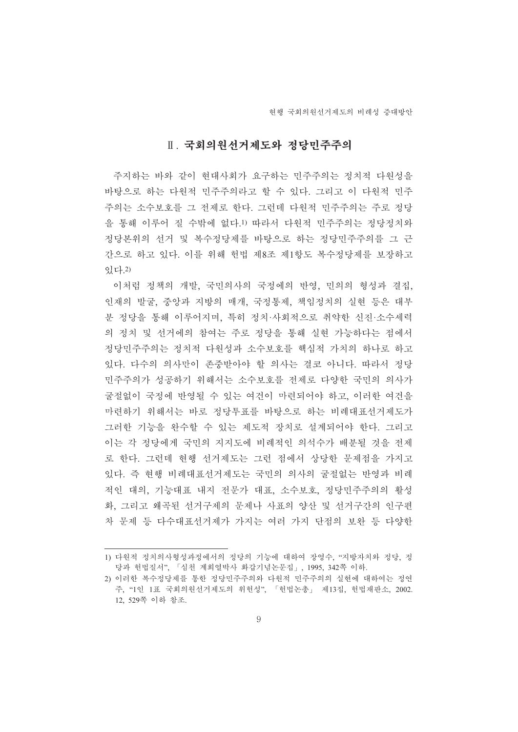## Ⅱ. 국회의원선거제도와 정당민주주의

주지하는 바와 같이 현대사회가 요구하는 민주주의는 정치적 다원성을 바탕으로 하는 다원적 민주주의라고 할 수 있다. 그리고 이 다원적 민주주의는 소수보호를 그 전제로 한다. 그런데 다원적 민주주의는 주로 정당을 통해 이루어 질 수밖에 없다.[1] 따라서 다원적 민주주의는 정당정치와 정당본위의 선거 및 복수정당제를 바탕으로 하는 정당민주주의를 그 근간으로 하고 있다. 이를 위해 헌법 제8조 제1항도 복수정당제를 보장하고 있다.[2]

이처럼 정책의 개발, 국민의사의 국정에의 반영, 민의의 형성과 결집, 인재의 발굴, 중앙과 지방의 매개, 국정통제, 책임정치의 실현 등은 대부분 정당을 통해 이루어지며, 특히 정치·사회적으로 취약한 신진·소수세력의 정치 및 선거에의 참여는 주로 정당을 통해 실현 가능하다는 점에서 정당민주주의는 정치적 다원성과 소수보호를 핵심적 가치의 하나로 하고 있다. 다수의 의사만이 존중받아야 할 의사는 결코 아니다. 따라서 정당민주주의가 성공하기 위해서는 소수보호를 전제로 다양한 국민의 의사가 굴절없이 국정에 반영될 수 있는 여건이 마련되어야 하고, 이러한 여건을 마련하기 위해서는 바로 정당투표를 바탕으로 하는 비례대표선거제도가 그러한 기능을 완수할 수 있는 제도적 장치로 설계되어야 한다. 그리고 이는 각 정당에게 국민의 지지도에 비례적인 의석수가 배분될 것을 전제로 한다. 그런데 현행 선거제도는 그런 점에서 상당한 문제점을 가지고 있다. 즉 현행 비례대표선거제도는 국민의 의사의 굴절없는 반영과 비례적인 대의, 기능대표 내지 전문가 대표, 소수보호, 정당민주주의의 활성화, 그리고 왜곡된 선거구제의 문제나 사표의 양산 및 선거구간의 인구편차 문제 등 다수대표선거제가 가지는 여러 가지 단점의 보완 등 다양한

---

1) 다원적 정치의사형성과정에서의 정당의 기능에 대하여 장영수, "지방자치와 정당, 정당과 헌법질서", 「심천 계희열박사 화갑기념논문집」, 1995, 342쪽 이하.

2) 이러한 복수정당제를 통한 정당민주주의와 다원적 민주주의의 실현에 대하여는 정연주, "1인 1표 국회의원선거제도의 위헌성", 「헌법논총」 제13집, 헌법재판소, 2002. 12, 529쪽 이하 참조.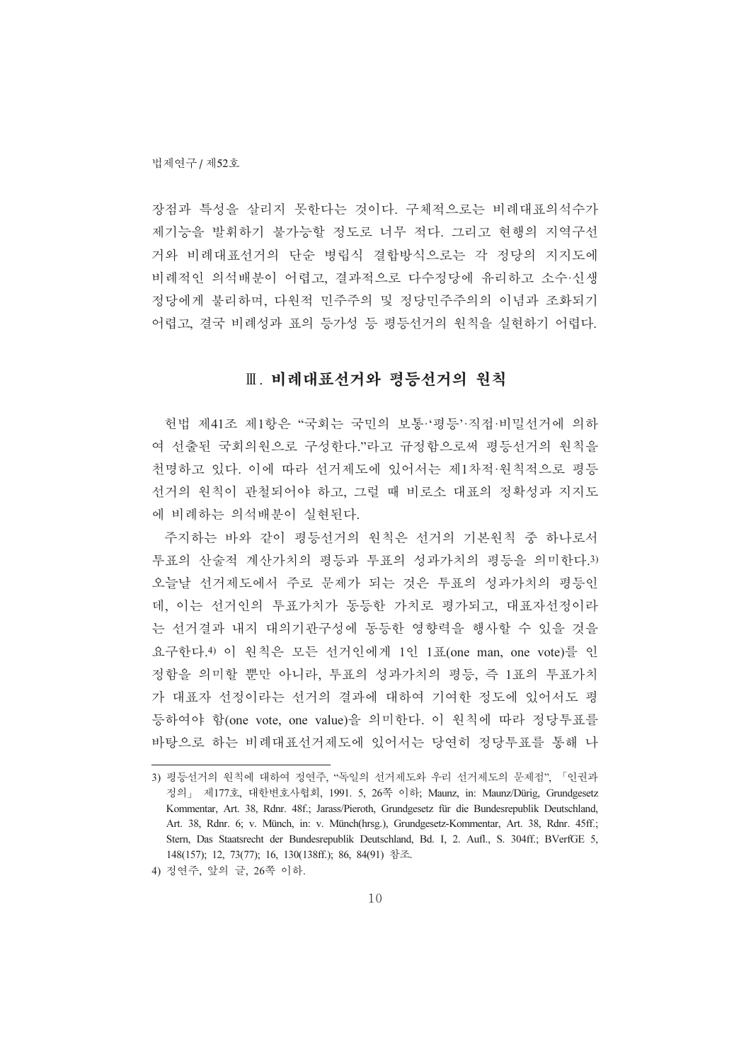장점과 특성을 살리지 못한다는 것이다. 구체적으로는 비례대표의석수가 제기능을 발휘하기 불가능할 정도로 너무 적다. 그리고 현행의 지역구선거와 비례대표선거의 단순 병립식 결합방식으로는 각 정당의 지지도에 비례적인 의석배분이 어렵고, 결과적으로 다수정당에 유리하고 소수·신생정당에게 불리하며, 다원적 민주주의 및 정당민주주의의 이념과 조화되기 어렵고, 결국 비례성과 표의 등가성 등 평등선거의 원칙을 실현하기 어렵다.

## Ⅲ. 비례대표선거와 평등선거의 원칙

헌법 제41조 제1항은 "국회는 국민의 보통·'평등'·직접·비밀선거에 의하여 선출된 국회의원으로 구성한다."라고 규정함으로써 평등선거의 원칙을 천명하고 있다. 이에 따라 선거제도에 있어서는 제1차적·원칙적으로 평등선거의 원칙이 관철되어야 하고, 그럴 때 비로소 대표의 정확성과 지지도에 비례하는 의석배분이 실현된다.

주지하는 바와 같이 평등선거의 원칙은 선거의 기본원칙 중 하나로서 투표의 산술적 계산가치의 평등과 투표의 성과가치의 평등을 의미한다.[3] 오늘날 선거제도에서 주로 문제가 되는 것은 투표의 성과가치의 평등인데, 이는 선거인의 투표가치가 동등한 가치로 평가되고, 대표자선정이라는 선거결과 내지 대의기관구성에 동등한 영향력을 행사할 수 있을 것을 요구한다.[4] 이 원칙은 모든 선거인에게 1인 1표(one man, one vote)를 인정함을 의미할 뿐만 아니라, 투표의 성과가치의 평등, 즉 1표의 투표가치가 대표자 선정이라는 선거의 결과에 대하여 기여한 정도에 있어서도 평등하여야 함(one vote, one value)을 의미한다. 이 원칙에 따라 정당투표를 바탕으로 하는 비례대표선거제도에 있어서는 당연히 정당투표를 통해 나

---

3) 평등선거의 원칙에 대하여 정연주, "독일의 선거제도와 우리 선거제도의 문제점", 「인권과 정의」 제177호, 대한변호사협회, 1991. 5, 26쪽 이하; Maunz, in: Maunz/Dürig, Grundgesetz Kommentar, Art. 38, Rdnr. 48f.; Jarass/Pieroth, Grundgesetz für die Bundesrepublik Deutschland, Art. 38, Rdnr. 6; v. Münch, in: v. Münch(hrsg.), Grundgesetz-Kommentar, Art. 38, Rdnr. 45ff.; Stern, Das Staatsrecht der Bundesrepublik Deutschland, Bd. I, 2. Aufl., S. 304ff.; BVerfGE 5, 148(157); 12, 73(77); 16, 130(138ff.); 86, 84(91) 참조.

4) 정연주, 앞의 글, 26쪽 이하.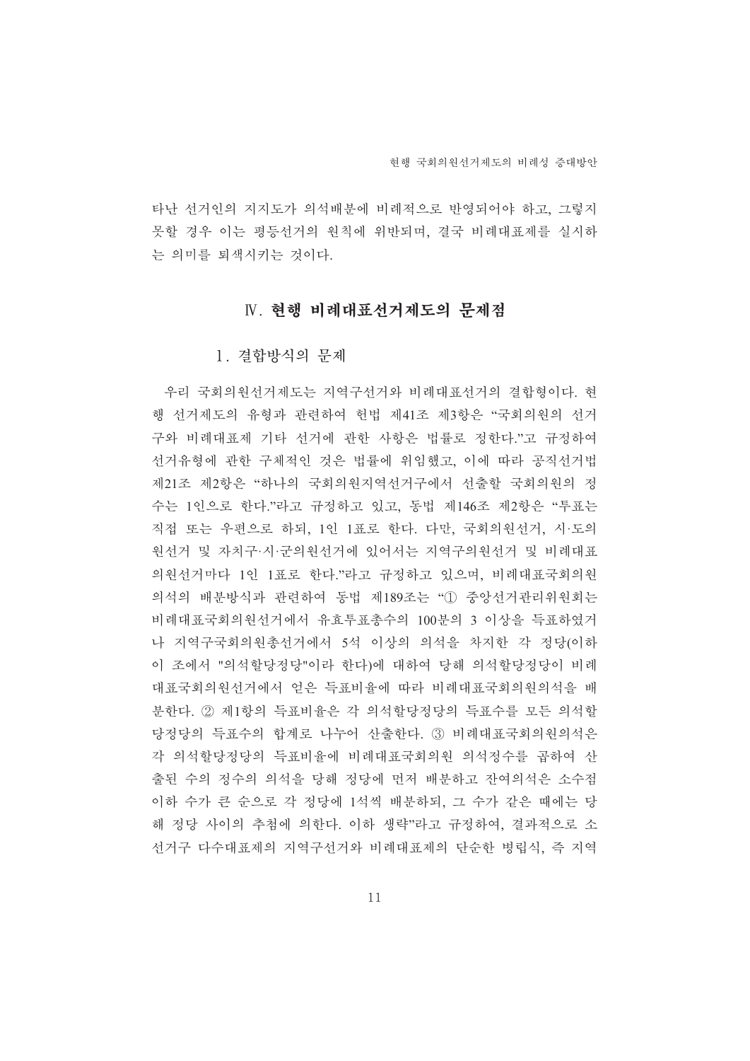타난 선거인의 지지도가 의석배분에 비례적으로 반영되어야 하고, 그렇지 못할 경우 이는 평등선거의 원칙에 위반되며, 결국 비례대표제를 실시하는 의미를 퇴색시키는 것이다.

## Ⅳ. 현행 비례대표선거제도의 문제점

### 1. 결합방식의 문제

우리 국회의원선거제도는 지역구선거와 비례대표선거의 결합형이다. 현행 선거제도의 유형과 관련하여 헌법 제41조 제3항은 "국회의원의 선거구와 비례대표제 기타 선거에 관한 사항은 법률로 정한다."고 규정하여 선거유형에 관한 구체적인 것은 법률에 위임했고, 이에 따라 공직선거법 제21조 제2항은 "하나의 국회의원지역선거구에서 선출할 국회의원의 정수는 1인으로 한다."라고 규정하고 있고, 동법 제146조 제2항은 "투표는 직접 또는 우편으로 하되, 1인 1표로 한다. 다만, 국회의원선거, 시·도의원선거 및 자치구·시·군의원선거에 있어서는 지역구의원선거 및 비례대표의원선거마다 1인 1표로 한다."라고 규정하고 있으며, 비례대표국회의원 의석의 배분방식과 관련하여 동법 제189조는 "① 중앙선거관리위원회는 비례대표국회의원선거에서 유효투표총수의 100분의 3 이상을 득표하였거나 지역구국회의원총선거에서 5석 이상의 의석을 차지한 각 정당(이하 이 조에서 "의석할당정당"이라 한다)에 대하여 당해 의석할당정당이 비례대표국회의원선거에서 얻은 득표비율에 따라 비례대표국회의원의석을 배분한다. ② 제1항의 득표비율은 각 의석할당정당의 득표수를 모든 의석할당정당의 득표수의 합계로 나누어 산출한다. ③ 비례대표국회의원의석은 각 의석할당정당의 득표비율에 비례대표국회의원 의석정수를 곱하여 산출된 수의 정수의 의석을 당해 정당에 먼저 배분하고 잔여의석은 소수점 이하 수가 큰 순으로 각 정당에 1석씩 배분하되, 그 수가 같은 때에는 당해 정당 사이의 추첨에 의한다. 이하 생략"라고 규정하여, 결과적으로 소선거구 다수대표제의 지역구선거와 비례대표제의 단순한 병립식, 즉 지역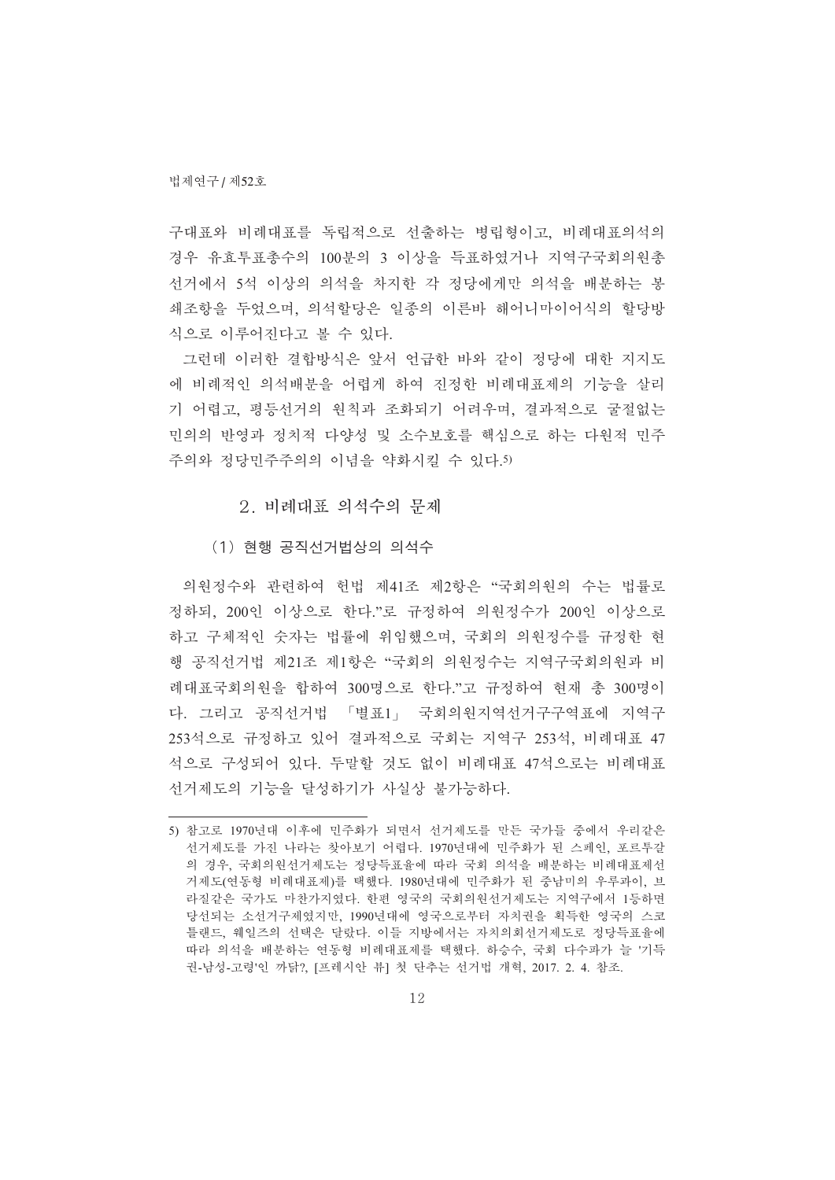구대표와 비례대표를 독립적으로 선출하는 병립형이고, 비례대표의석의 경우 유효투표총수의 100분의 3 이상을 득표하였거나 지역구국회의원총선거에서 5석 이상의 의석을 차지한 각 정당에게만 의석을 배분하는 봉쇄조항을 두었으며, 의석할당은 일종의 이른바 헤어니마이어식의 할당방식으로 이루어진다고 볼 수 있다.

그런데 이러한 결합방식은 앞서 언급한 바와 같이 정당에 대한 지지도에 비례적인 의석배분을 어렵게 하여 진정한 비례대표제의 기능을 살리기 어렵고, 평등선거의 원칙과 조화되기 어려우며, 결과적으로 굴절없는 민의의 반영과 정치적 다양성 및 소수보호를 핵심으로 하는 다원적 민주주의와 정당민주주의의 이념을 약화시킬 수 있다.[5)]

### 2. 비례대표 의석수의 문제

#### (1) 현행 공직선거법상의 의석수

의원정수와 관련하여 헌법 제41조 제2항은 "국회의원의 수는 법률로 정하되, 200인 이상으로 한다."로 규정하여 의원정수가 200인 이상으로 하고 구체적인 숫자는 법률에 위임했으며, 국회의 의원정수를 규정한 현행 공직선거법 제21조 제1항은 "국회의 의원정수는 지역구국회의원과 비례대표국회의원을 합하여 300명으로 한다."고 규정하여 현재 총 300명이다. 그리고 공직선거법 「별표1」 국회의원지역선거구구역표에 지역구 253석으로 규정하고 있어 결과적으로 국회는 지역구 253석, 비례대표 47석으로 구성되어 있다. 두말할 것도 없이 비례대표 47석으로는 비례대표선거제도의 기능을 달성하기가 사실상 불가능하다.

---

5) 참고로 1970년대 이후에 민주화가 되면서 선거제도를 만든 국가들 중에서 우리같은 선거제도를 가진 나라는 찾아보기 어렵다. 1970년대에 민주화가 된 스페인, 포르투갈의 경우, 국회의원선거제도는 정당득표율에 따라 국회 의석을 배분하는 비례대표제선거제도(연동형 비례대표제)를 택했다. 1980년대에 민주화가 된 중남미의 우루과이, 브라질같은 국가도 마찬가지였다. 한편 영국의 국회의원선거제도는 지역구에서 1등하면 당선되는 소선거구제였지만, 1990년대에 영국으로부터 자치권을 획득한 영국의 스코틀랜드, 웨일즈의 선택은 달랐다. 이들 지방에서는 자치의회선거제도로 정당득표율에 따라 의석을 배분하는 연동형 비례대표제를 택했다. 하승수, 국회 다수파가 늘 '기득권-남성-고령'인 까닭?, [프레시안 뷰] 첫 단추는 선거법 개혁, 2017. 2. 4. 참조.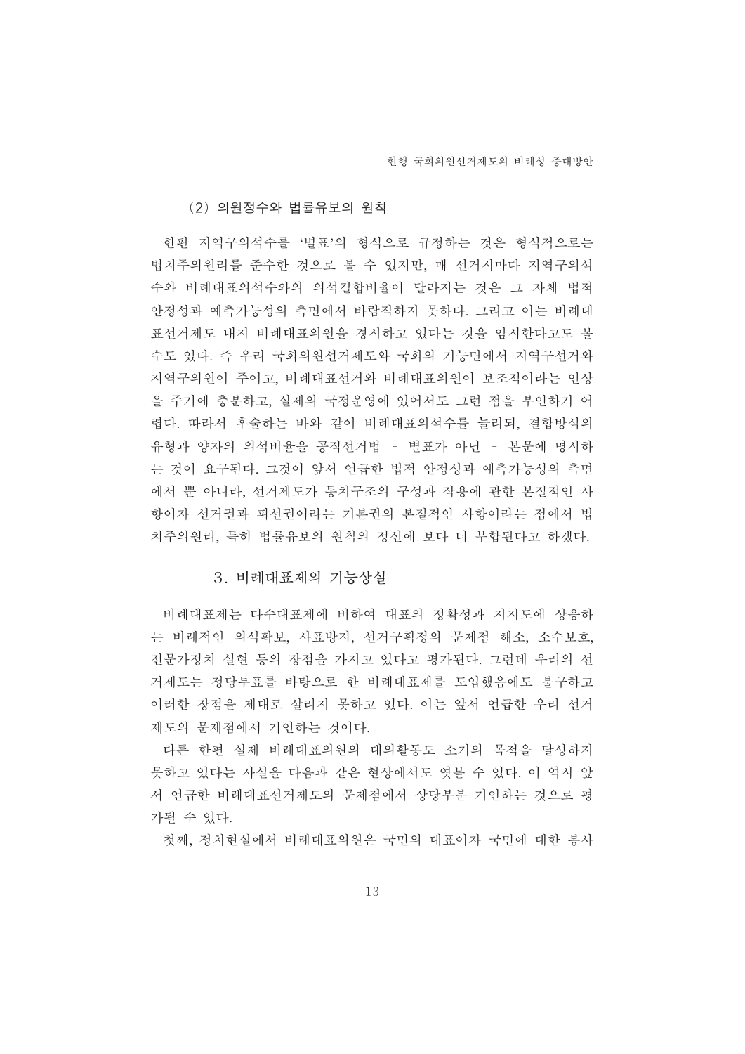#### (2) 의원정수와 법률유보의 원칙

한편 지역구의석수를 '별표'의 형식으로 규정하는 것은 형식적으로는 법치주의원리를 준수한 것으로 볼 수 있지만, 매 선거시마다 지역구의석수와 비례대표의석수와의 의석결합비율이 달라지는 것은 그 자체 법적 안정성과 예측가능성의 측면에서 바람직하지 못하다. 그리고 이는 비례대표선거제도 내지 비례대표의원을 경시하고 있다는 것을 암시한다고도 볼 수도 있다. 즉 우리 국회의원선거제도와 국회의 기능면에서 지역구선거와 지역구의원이 주이고, 비례대표선거와 비례대표의원이 보조적이라는 인상을 주기에 충분하고, 실제의 국정운영에 있어서도 그런 점을 부인하기 어렵다. 따라서 후술하는 바와 같이 비례대표의석수를 늘리되, 결합방식의 유형과 양자의 의석비율을 공직선거법 - 별표가 아닌 - 본문에 명시하는 것이 요구된다. 그것이 앞서 언급한 법적 안정성과 예측가능성의 측면에서 뿐 아니라, 선거제도가 통치구조의 구성과 작용에 관한 본질적인 사항이자 선거권과 피선권이라는 기본권의 본질적인 사항이라는 점에서 법치주의원리, 특히 법률유보의 원칙의 정신에 보다 더 부합된다고 하겠다.

### 3. 비례대표제의 기능상실

비례대표제는 다수대표제에 비하여 대표의 정확성과 지지도에 상응하는 비례적인 의석확보, 사표방지, 선거구획정의 문제점 해소, 소수보호, 전문가정치 실현 등의 장점을 가지고 있다고 평가된다. 그런데 우리의 선거제도는 정당투표를 바탕으로 한 비례대표제를 도입했음에도 불구하고 이러한 장점을 제대로 살리지 못하고 있다. 이는 앞서 언급한 우리 선거제도의 문제점에서 기인하는 것이다.

다른 한편 실제 비례대표의원의 대의활동도 소기의 목적을 달성하지 못하고 있다는 사실을 다음과 같은 현상에서도 엿볼 수 있다. 이 역시 앞서 언급한 비례대표선거제도의 문제점에서 상당부분 기인하는 것으로 평가될 수 있다.

첫째, 정치현실에서 비례대표의원은 국민의 대표이자 국민에 대한 봉사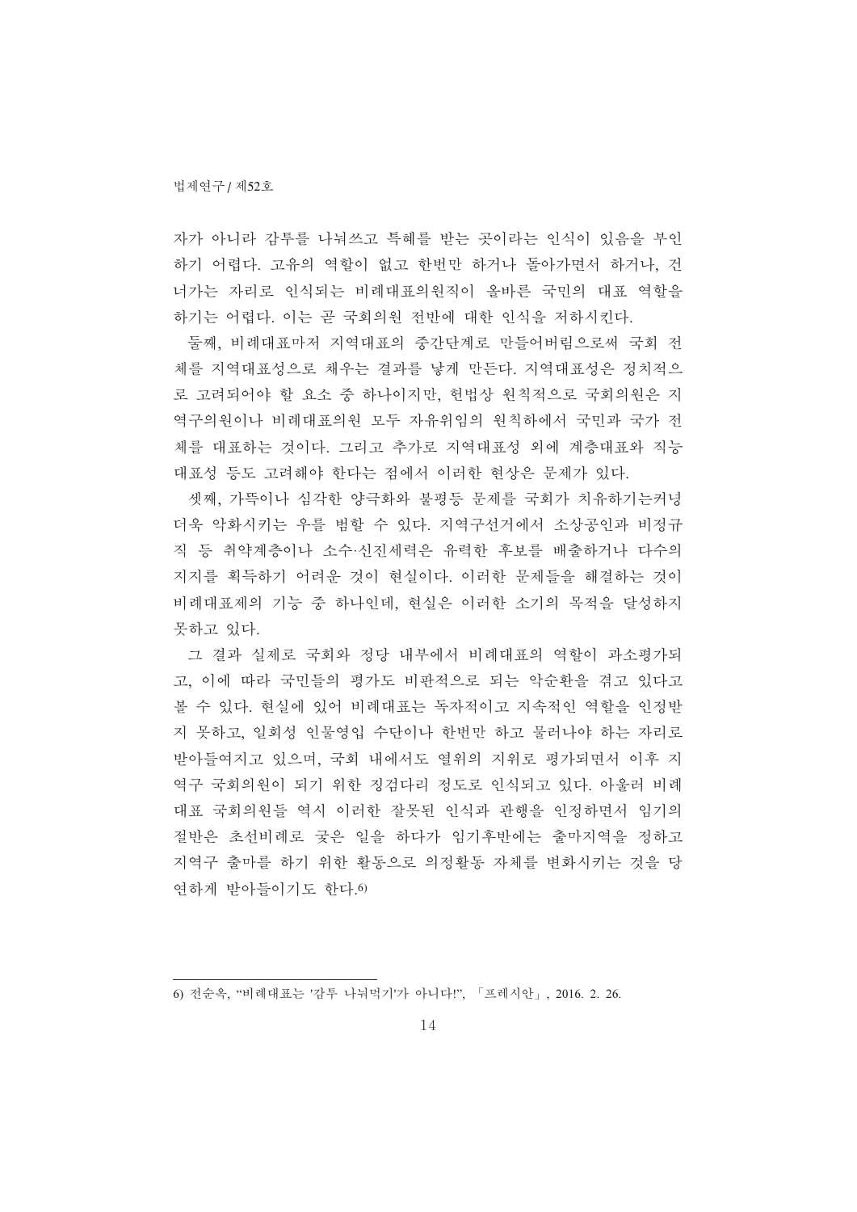자가 아니라 감투를 나눠쓰고 특혜를 받는 곳이라는 인식이 있음을 부인하기 어렵다. 고유의 역할이 없고 한번만 하거나 돌아가면서 하거나, 건너가는 자리로 인식되는 비례대표의원직이 올바른 국민의 대표 역할을 하기는 어렵다. 이는 곧 국회의원 전반에 대한 인식을 저하시킨다.

둘째, 비례대표마저 지역대표의 중간단계로 만들어버림으로써 국회 전체를 지역대표성으로 채우는 결과를 낳게 만든다. 지역대표성은 정치적으로 고려되어야 할 요소 중 하나이지만, 헌법상 원칙적으로 국회의원은 지역구의원이나 비례대표의원 모두 자유위임의 원칙하에서 국민과 국가 전체를 대표하는 것이다. 그리고 추가로 지역대표성 외에 계층대표와 직능대표성 등도 고려해야 한다는 점에서 이러한 현상은 문제가 있다.

셋째, 가뜩이나 심각한 양극화와 불평등 문제를 국회가 치유하기는커녕 더욱 악화시키는 우를 범할 수 있다. 지역구선거에서 소상공인과 비정규직 등 취약계층이나 소수·신진세력은 유력한 후보를 배출하거나 다수의 지지를 획득하기 어려운 것이 현실이다. 이러한 문제들을 해결하는 것이 비례대표제의 기능 중 하나인데, 현실은 이러한 소기의 목적을 달성하지 못하고 있다.

그 결과 실제로 국회와 정당 내부에서 비례대표의 역할이 과소평가되고, 이에 따라 국민들의 평가도 비판적으로 되는 악순환을 겪고 있다고 볼 수 있다. 현실에 있어 비례대표는 독자적이고 지속적인 역할을 인정받지 못하고, 일회성 인물영입 수단이나 한번만 하고 물러나야 하는 자리로 받아들여지고 있으며, 국회 내에서도 열위의 지위로 평가되면서 이후 지역구 국회의원이 되기 위한 징검다리 정도로 인식되고 있다. 아울러 비례대표 국회의원들 역시 이러한 잘못된 인식과 관행을 인정하면서 임기의 절반은 초선비례로 궂은 일을 하다가 임기후반에는 출마지역을 정하고 지역구 출마를 하기 위한 활동으로 의정활동 자체를 변화시키는 것을 당연하게 받아들이기도 한다.[6]

---

6) 전순옥, “비례대표는 '감투 나눠먹기'가 아니다!”, 「프레시안」, 2016. 2. 26.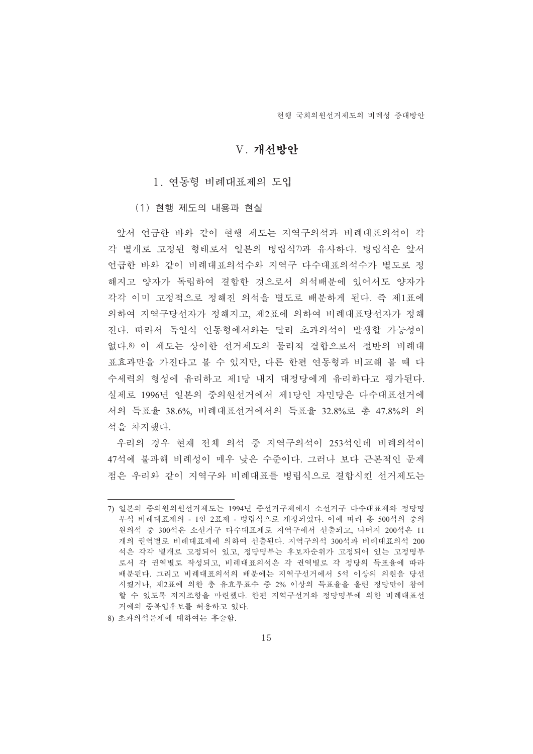## V. 개선방안

### 1. 연동형 비례대표제의 도입

#### (1) 현행 제도의 내용과 현실

앞서 언급한 바와 같이 현행 제도는 지역구의석과 비례대표의석이 각각 별개로 고정된 형태로서 일본의 병립식[7]과 유사하다. 병립식은 앞서 언급한 바와 같이 비례대표의석수와 지역구 다수대표의석수가 별도로 정해지고 양자가 독립하여 결합한 것으로서 의석배분에 있어서도 양자가 각각 이미 고정적으로 정해진 의석을 별도로 배분하게 된다. 즉 제1표에 의하여 지역구당선자가 정해지고, 제2표에 의하여 비례대표당선자가 정해진다. 따라서 독일식 연동형에서와는 달리 초과의석이 발생할 가능성이 없다.[8] 이 제도는 상이한 선거제도의 물리적 결합으로서 절반의 비례대표효과만을 가진다고 볼 수 있지만, 다른 한편 연동형과 비교해 볼 때 다수세력의 형성에 유리하고 제1당 내지 대정당에게 유리하다고 평가된다. 실제로 1996년 일본의 중의원선거에서 제1당인 자민당은 다수대표선거에서의 득표율 38.6%, 비례대표선거에서의 득표율 32.8%로 총 47.8%의 의석을 차지했다.

우리의 경우 현재 전체 의석 중 지역구의석이 253석인데 비례의석이 47석에 불과해 비례성이 매우 낮은 수준이다. 그러나 보다 근본적인 문제점은 우리와 같이 지역구와 비례대표를 병립식으로 결합시킨 선거제도는

---

7) 일본의 중의원의원선거제도는 1994년 중선거구제에서 소선거구 다수대표제와 정당명부식 비례대표제의 - 1인 2표제 - 병립식으로 개정되었다. 이에 따라 총 500석의 중의원의석 중 300석은 소선거구 다수대표제로 지역구에서 선출되고, 나머지 200석은 11개의 권역별로 비례대표제에 의하여 선출된다. 지역구의석 300석과 비례대표의석 200석은 각각 별개로 고정되어 있고, 정당명부는 후보자순위가 고정되어 있는 고정명부로서 각 권역별로 작성되고, 비례대표의석은 각 권역별로 각 정당의 득표율에 따라 배분된다. 그리고 비례대표의석의 배분에는 지역구선거에서 5석 이상의 의원을 당선시켰거나, 제2표에 의한 총 유효투표수 중 2% 이상의 득표율을 올린 정당만이 참여할 수 있도록 저지조항을 마련했다. 한편 지역구선거와 정당명부에 의한 비례대표선거에의 중복입후보를 허용하고 있다.

8) 초과의석문제에 대하여는 후술함.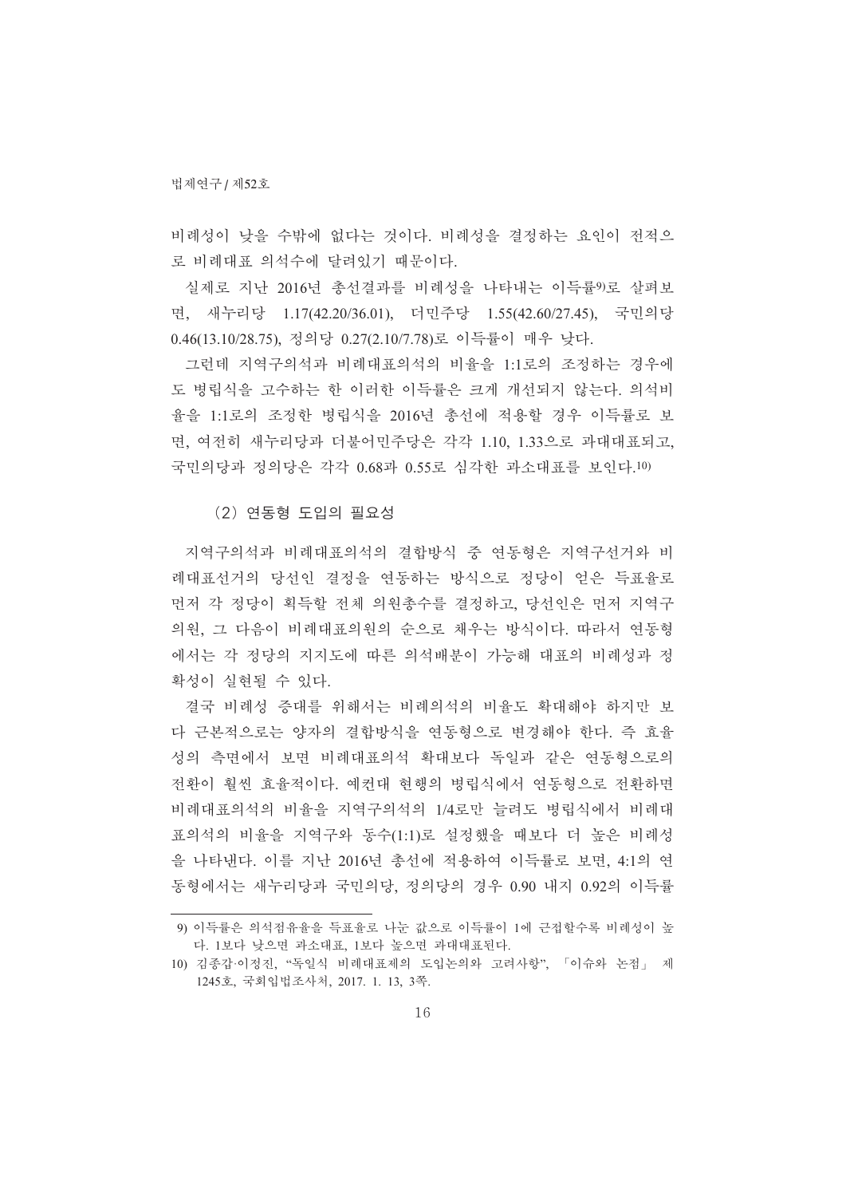비례성이 낮을 수밖에 없다는 것이다. 비례성을 결정하는 요인이 전적으로 비례대표 의석수에 달려있기 때문이다.

실제로 지난 2016년 총선결과를 비례성을 나타내는 이득률[9]로 살펴보면, 새누리당 1.17(42.20/36.01), 더민주당 1.55(42.60/27.45), 국민의당 0.46(13.10/28.75), 정의당 0.27(2.10/7.78)로 이득률이 매우 낮다.

그런데 지역구의석과 비례대표의석의 비율을 1:1로의 조정하는 경우에도 병립식을 고수하는 한 이러한 이득률은 크게 개선되지 않는다. 의석비율을 1:1로의 조정한 병립식을 2016년 총선에 적용할 경우 이득률로 보면, 여전히 새누리당과 더불어민주당은 각각 1.10, 1.33으로 과대대표되고, 국민의당과 정의당은 각각 0.68과 0.55로 심각한 과소대표를 보인다.[10]

### (2) 연동형 도입의 필요성

지역구의석과 비례대표의석의 결합방식 중 연동형은 지역구선거와 비례대표선거의 당선인 결정을 연동하는 방식으로 정당이 얻은 득표율로 먼저 각 정당이 획득할 전체 의원총수를 결정하고, 당선인은 먼저 지역구 의원, 그 다음이 비례대표의원의 순으로 채우는 방식이다. 따라서 연동형에서는 각 정당의 지지도에 따른 의석배분이 가능해 대표의 비례성과 정확성이 실현될 수 있다.

결국 비례성 증대를 위해서는 비례의석의 비율도 확대해야 하지만 보다 근본적으로는 양자의 결합방식을 연동형으로 변경해야 한다. 즉 효율성의 측면에서 보면 비례대표의석 확대보다 독일과 같은 연동형으로의 전환이 훨씬 효율적이다. 예컨대 현행의 병립식에서 연동형으로 전환하면 비례대표의석의 비율을 지역구의석의 1/4로만 늘려도 병립식에서 비례대표의석의 비율을 지역구와 동수(1:1)로 설정했을 때보다 더 높은 비례성을 나타낸다. 이를 지난 2016년 총선에 적용하여 이득률로 보면, 4:1의 연동형에서는 새누리당과 국민의당, 정의당의 경우 0.90 내지 0.92의 이득률

---

9) 이득률은 의석점유율을 득표율로 나눈 값으로 이득률이 1에 근접할수록 비례성이 높다. 1보다 낮으면 과소대표, 1보다 높으면 과대대표된다.

10) 김종갑·이정진, "독일식 비례대표제의 도입논의와 고려사항", 「이슈와 논점」 제1245호, 국회입법조사처, 2017. 1. 13, 3쪽.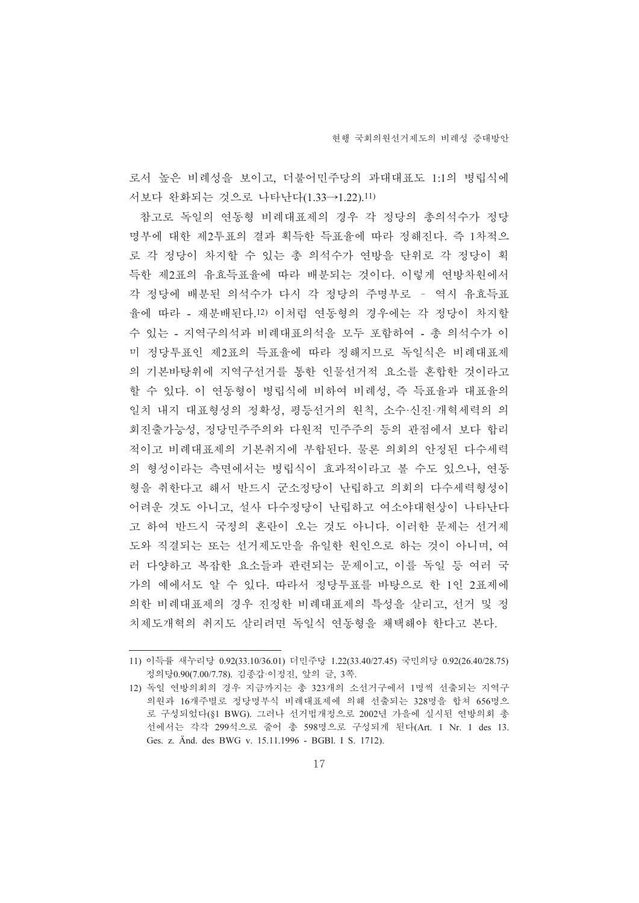로서 높은 비례성을 보이고, 더불어민주당의 과대대표도 1:1의 병립식에서보다 완화되는 것으로 나타난다(1.33→1.22).[11]

참고로 독일의 연동형 비례대표제의 경우 각 정당의 총의석수가 정당명부에 대한 제2투표의 결과 획득한 득표율에 따라 정해진다. 즉 1차적으로 각 정당이 차지할 수 있는 총 의석수가 연방을 단위로 각 정당이 획득한 제2표의 유효득표율에 따라 배분되는 것이다. 이렇게 연방차원에서 각 정당에 배분된 의석수가 다시 각 정당의 주명부로 – 역시 유효득표율에 따라 - 재분배된다.[12] 이처럼 연동형의 경우에는 각 정당이 차지할 수 있는 - 지역구의석과 비례대표의석을 모두 포함하여 - 총 의석수가 이미 정당투표인 제2표의 득표율에 따라 정해지므로 독일식은 비례대표제의 기본바탕위에 지역구선거를 통한 인물선거적 요소를 혼합한 것이라고 할 수 있다. 이 연동형이 병립식에 비하여 비례성, 즉 득표율과 대표율의 일치 내지 대표형성의 정확성, 평등선거의 원칙, 소수·신진·개혁세력의 의회진출가능성, 정당민주주의와 다원적 민주주의 등의 관점에서 보다 합리적이고 비례대표제의 기본취지에 부합된다. 물론 의회의 안정된 다수세력의 형성이라는 측면에서는 병립식이 효과적이라고 볼 수도 있으나, 연동형을 취한다고 해서 반드시 군소정당이 난립하고 의회의 다수세력형성이 어려운 것도 아니고, 설사 다수정당이 난립하고 여소야대현상이 나타난다고 하여 반드시 국정의 혼란이 오는 것도 아니다. 이러한 문제는 선거제도와 직결되는 또는 선거제도만을 유일한 원인으로 하는 것이 아니며, 여러 다양하고 복잡한 요소들과 관련되는 문제이고, 이를 독일 등 여러 국가의 예에서도 알 수 있다. 따라서 정당투표를 바탕으로 한 1인 2표제에 의한 비례대표제의 경우 진정한 비례대표제의 특성을 살리고, 선거 및 정치제도개혁의 취지도 살리려면 독일식 연동형을 채택해야 한다고 본다.

---

11) 이득률 새누리당 0.92(33.10/36.01) 더민주당 1.22(33.40/27.45) 국민의당 0.92(26.40/28.75) 정의당0.90(7.00/7.78). 김종갑·이정진, 앞의 글, 3쪽.

12) 독일 연방의회의 경우 지금까지는 총 323개의 소선거구에서 1명씩 선출되는 지역구 의원과 16개주별로 정당명부식 비례대표제에 의해 선출되는 328명을 합쳐 656명으로 구성되었다(§1 BWG). 그러나 선거법개정으로 2002년 가을에 실시된 연방의회 총선에서는 각각 299석으로 줄어 총 598명으로 구성되게 된다(Art. 1 Nr. 1 des 13. Ges. z. Änd. des BWG v. 15.11.1996 - BGBl. I S. 1712).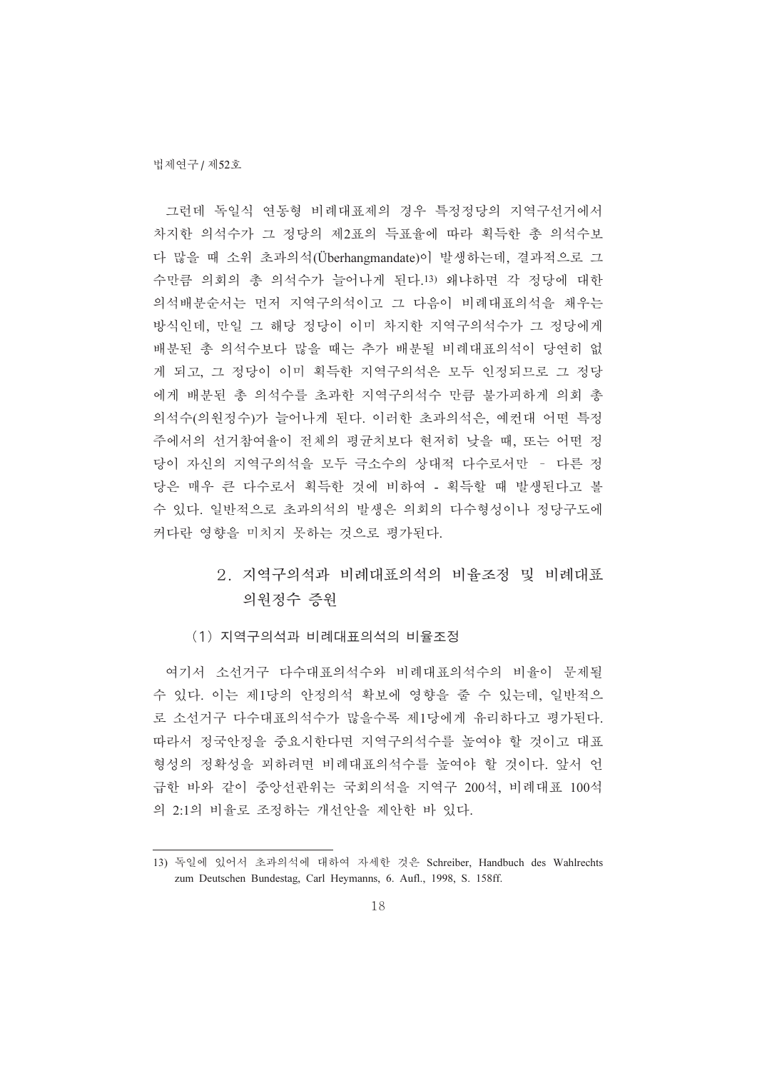그런데 독일식 연동형 비례대표제의 경우 특정정당의 지역구선거에서 차지한 의석수가 그 정당의 제2표의 득표율에 따라 획득한 총 의석수보다 많을 때 소위 초과의석(Überhangmandate)이 발생하는데, 결과적으로 그 수만큼 의회의 총 의석수가 늘어나게 된다.[13] 왜냐하면 각 정당에 대한 의석배분순서는 먼저 지역구의석이고 그 다음이 비례대표의석을 채우는 방식인데, 만일 그 해당 정당이 이미 차지한 지역구의석수가 그 정당에게 배분된 총 의석수보다 많을 때는 추가 배분될 비례대표의석이 당연히 없게 되고, 그 정당이 이미 획득한 지역구의석은 모두 인정되므로 그 정당에게 배분된 총 의석수를 초과한 지역구의석수 만큼 불가피하게 의회 총 의석수(의원정수)가 늘어나게 된다. 이러한 초과의석은, 예컨대 어떤 특정 주에서의 선거참여율이 전체의 평균치보다 현저히 낮을 때, 또는 어떤 정당이 자신의 지역구의석을 모두 극소수의 상대적 다수로서만 - 다른 정당은 매우 큰 다수로서 획득한 것에 비하여 - 획득할 때 발생된다고 볼 수 있다. 일반적으로 초과의석의 발생은 의회의 다수형성이나 정당구도에 커다란 영향을 미치지 못하는 것으로 평가된다.

## 2. 지역구의석과 비례대표의석의 비율조정 및 비례대표 의원정수 증원

### (1) 지역구의석과 비례대표의석의 비율조정

여기서 소선거구 다수대표의석수와 비례대표의석수의 비율이 문제될 수 있다. 이는 제1당의 안정의석 확보에 영향을 줄 수 있는데, 일반적으로 소선거구 다수대표의석수가 많을수록 제1당에게 유리하다고 평가된다. 따라서 정국안정을 중요시한다면 지역구의석수를 높여야 할 것이고 대표형성의 정확성을 꾀하려면 비례대표의석수를 높여야 할 것이다. 앞서 언급한 바와 같이 중앙선관위는 국회의석을 지역구 200석, 비례대표 100석의 2:1의 비율로 조정하는 개선안을 제안한 바 있다.

---

13) 독일에 있어서 초과의석에 대하여 자세한 것은 Schreiber, Handbuch des Wahlrechts zum Deutschen Bundestag, Carl Heymanns, 6. Aufl., 1998, S. 158ff.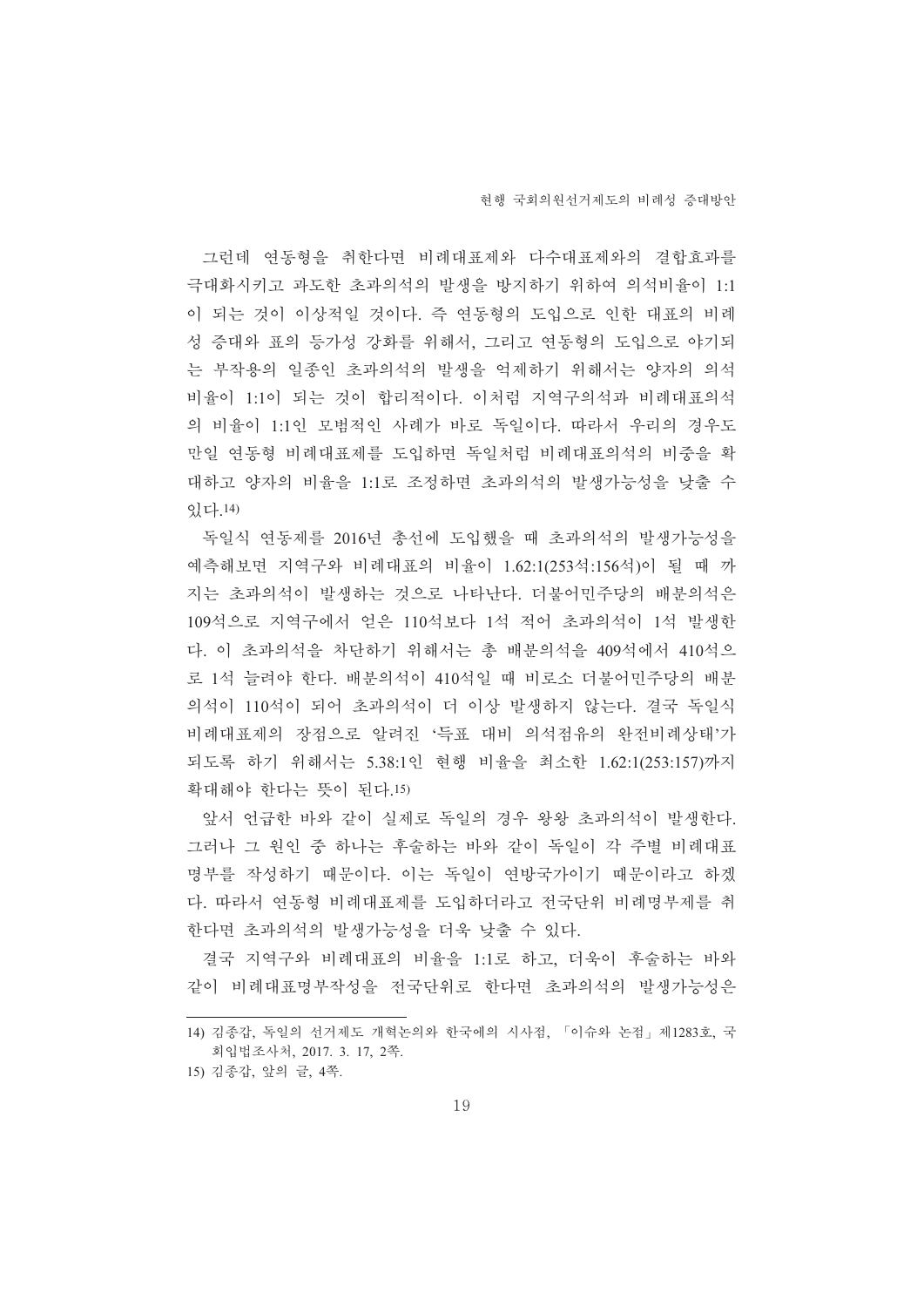그런데 연동형을 취한다면 비례대표제와 다수대표제와의 결합효과를 극대화시키고 과도한 초과의석의 발생을 방지하기 위하여 의석비율이 1:1이 되는 것이 이상적일 것이다. 즉 연동형의 도입으로 인한 대표의 비례성 증대와 표의 등가성 강화를 위해서, 그리고 연동형의 도입으로 야기되는 부작용의 일종인 초과의석의 발생을 억제하기 위해서는 양자의 의석비율이 1:1이 되는 것이 합리적이다. 이처럼 지역구의석과 비례대표의석의 비율이 1:1인 모범적인 사례가 바로 독일이다. 따라서 우리의 경우도 만일 연동형 비례대표제를 도입하면 독일처럼 비례대표의석의 비중을 확대하고 양자의 비율을 1:1로 조정하면 초과의석의 발생가능성을 낮출 수 있다.[14]

독일식 연동제를 2016년 총선에 도입했을 때 초과의석의 발생가능성을 예측해보면 지역구와 비례대표의 비율이 1.62:1(253석:156석)이 될 때 까지는 초과의석이 발생하는 것으로 나타난다. 더불어민주당의 배분의석은 109석으로 지역구에서 얻은 110석보다 1석 적어 초과의석이 1석 발생한다. 이 초과의석을 차단하기 위해서는 총 배분의석을 409석에서 410석으로 1석 늘려야 한다. 배분의석이 410석일 때 비로소 더불어민주당의 배분의석이 110석이 되어 초과의석이 더 이상 발생하지 않는다. 결국 독일식 비례대표제의 장점으로 알려진 '득표 대비 의석점유의 완전비례상태'가 되도록 하기 위해서는 5.38:1인 현행 비율을 최소한 1.62:1(253:157)까지 확대해야 한다는 뜻이 된다.[15]

앞서 언급한 바와 같이 실제로 독일의 경우 왕왕 초과의석이 발생한다. 그러나 그 원인 중 하나는 후술하는 바와 같이 독일이 각 주별 비례대표명부를 작성하기 때문이다. 이는 독일이 연방국가이기 때문이라고 하겠다. 따라서 연동형 비례대표제를 도입하더라고 전국단위 비례명부제를 취한다면 초과의석의 발생가능성을 더욱 낮출 수 있다.

결국 지역구와 비례대표의 비율을 1:1로 하고, 더욱이 후술하는 바와 같이 비례대표명부작성을 전국단위로 한다면 초과의석의 발생가능성은

---

14) 김종갑, 독일의 선거제도 개혁논의와 한국에의 시사점, 「이슈와 논점」 제1283호, 국회입법조사처, 2017. 3. 17, 2쪽.

15) 김종갑, 앞의 글, 4쪽.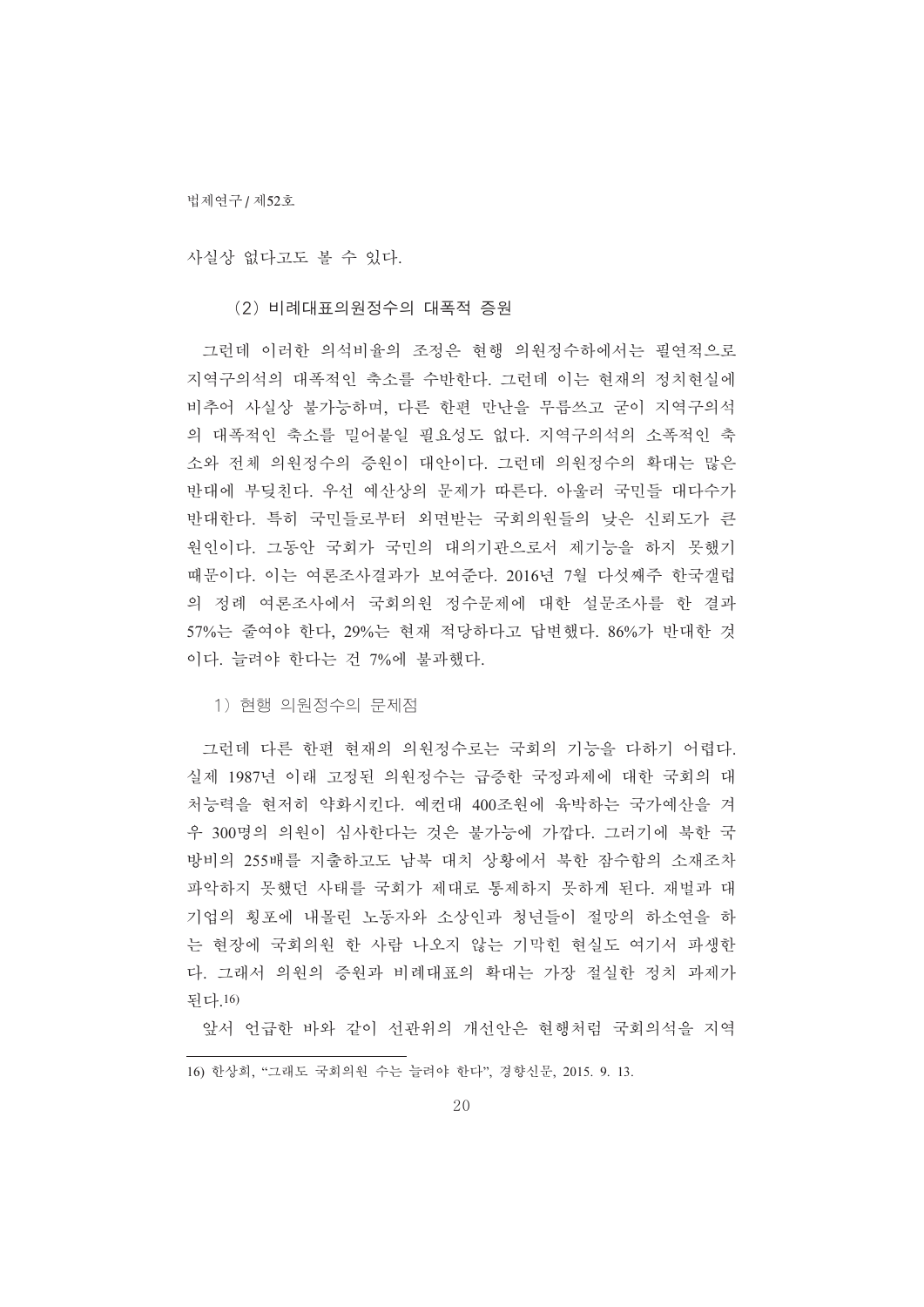사실상 없다고도 볼 수 있다.

### (2) 비례대표의원정수의 대폭적 증원

그런데 이러한 의석비율의 조정은 현행 의원정수하에서는 필연적으로 지역구의석의 대폭적인 축소를 수반한다. 그런데 이는 현재의 정치현실에 비추어 사실상 불가능하며, 다른 한편 만난을 무릅쓰고 굳이 지역구의석의 대폭적인 축소를 밀어붙일 필요성도 없다. 지역구의석의 소폭적인 축소와 전체 의원정수의 증원이 대안이다. 그런데 의원정수의 확대는 많은 반대에 부딪친다. 우선 예산상의 문제가 따른다. 아울러 국민들 대다수가 반대한다. 특히 국민들로부터 외면받는 국회의원들의 낮은 신뢰도가 큰 원인이다. 그동안 국회가 국민의 대의기관으로서 제기능을 하지 못했기 때문이다. 이는 여론조사결과가 보여준다. 2016년 7월 다섯째주 한국갤럽의 정례 여론조사에서 국회의원 정수문제에 대한 설문조사를 한 결과 57%는 줄여야 한다, 29%는 현재 적당하다고 답변했다. 86%가 반대한 것이다. 늘려야 한다는 건 7%에 불과했다.

#### 1) 현행 의원정수의 문제점

그런데 다른 한편 현재의 의원정수로는 국회의 기능을 다하기 어렵다. 실제 1987년 이래 고정된 의원정수는 급증한 국정과제에 대한 국회의 대처능력을 현저히 약화시킨다. 예컨대 400조원에 육박하는 국가예산을 겨우 300명의 의원이 심사한다는 것은 불가능에 가깝다. 그러기에 북한 국방비의 255배를 지출하고도 남북 대치 상황에서 북한 잠수함의 소재조차 파악하지 못했던 사태를 국회가 제대로 통제하지 못하게 된다. 재벌과 대기업의 횡포에 내몰린 노동자와 소상인과 청년들이 절망의 하소연을 하는 현장에 국회의원 한 사람 나오지 않는 기막힌 현실도 여기서 파생한다. 그래서 의원의 증원과 비례대표의 확대는 가장 절실한 정치 과제가 된다.[16)]

앞서 언급한 바와 같이 선관위의 개선안은 현행처럼 국회의석을 지역

16) 한상희, "그래도 국회의원 수는 늘려야 한다", 경향신문, 2015. 9. 13.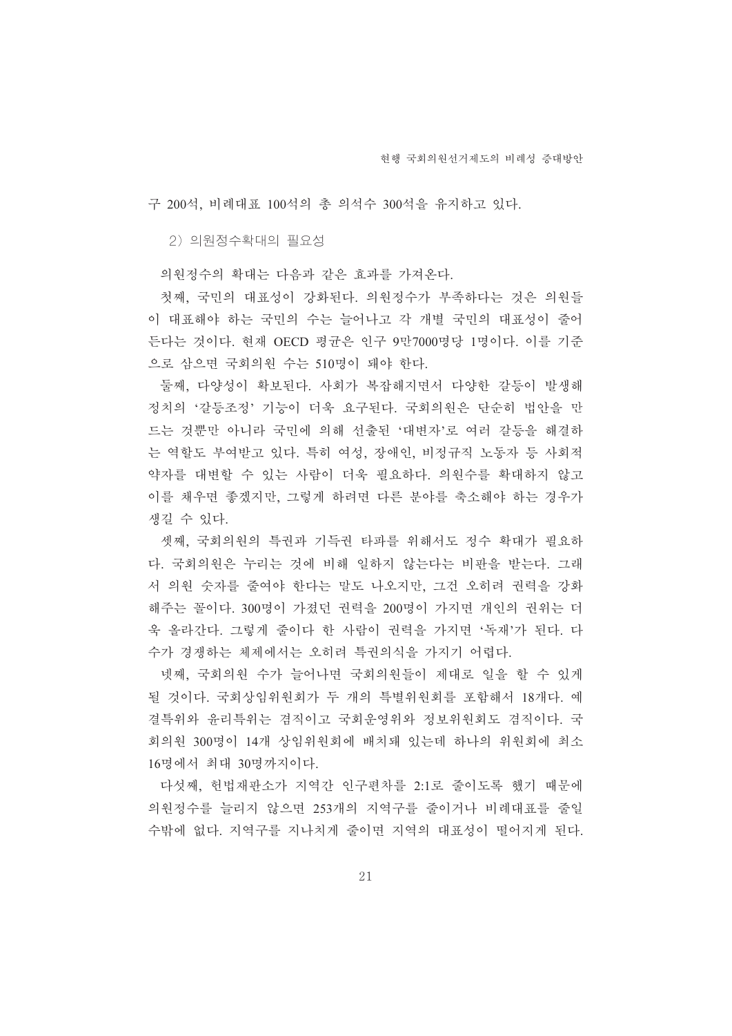구 200석, 비례대표 100석의 총 의석수 300석을 유지하고 있다.

### 2) 의원정수확대의 필요성

의원정수의 확대는 다음과 같은 효과를 가져온다.

첫째, 국민의 대표성이 강화된다. 의원정수가 부족하다는 것은 의원들이 대표해야 하는 국민의 수는 늘어나고 각 개별 국민의 대표성이 줄어든다는 것이다. 현재 OECD 평균은 인구 9만7000명당 1명이다. 이를 기준으로 삼으면 국회의원 수는 510명이 돼야 한다.

둘째, 다양성이 확보된다. 사회가 복잡해지면서 다양한 갈등이 발생해 정치의 '갈등조정' 기능이 더욱 요구된다. 국회의원은 단순히 법안을 만드는 것뿐만 아니라 국민에 의해 선출된 '대변자'로 여러 갈등을 해결하는 역할도 부여받고 있다. 특히 여성, 장애인, 비정규직 노동자 등 사회적 약자를 대변할 수 있는 사람이 더욱 필요하다. 의원수를 확대하지 않고 이를 채우면 좋겠지만, 그렇게 하려면 다른 분야를 축소해야 하는 경우가 생길 수 있다.

셋째, 국회의원의 특권과 기득권 타파를 위해서도 정수 확대가 필요하다. 국회의원은 누리는 것에 비해 일하지 않는다는 비판을 받는다. 그래서 의원 숫자를 줄여야 한다는 말도 나오지만, 그건 오히려 권력을 강화해주는 꼴이다. 300명이 가졌던 권력을 200명이 가지면 개인의 권위는 더욱 올라간다. 그렇게 줄이다 한 사람이 권력을 가지면 '독재'가 된다. 다수가 경쟁하는 체제에서는 오히려 특권의식을 가지기 어렵다.

넷째, 국회의원 수가 늘어나면 국회의원들이 제대로 일을 할 수 있게 될 것이다. 국회상임위원회가 두 개의 특별위원회를 포함해서 18개다. 예결특위와 윤리특위는 겸직이고 국회운영위와 정보위원회도 겸직이다. 국회의원 300명이 14개 상임위원회에 배치돼 있는데 하나의 위원회에 최소 16명에서 최대 30명까지이다.

다섯째, 헌법재판소가 지역간 인구편차를 2:1로 줄이도록 했기 때문에 의원정수를 늘리지 않으면 253개의 지역구를 줄이거나 비례대표를 줄일 수밖에 없다. 지역구를 지나치게 줄이면 지역의 대표성이 떨어지게 된다.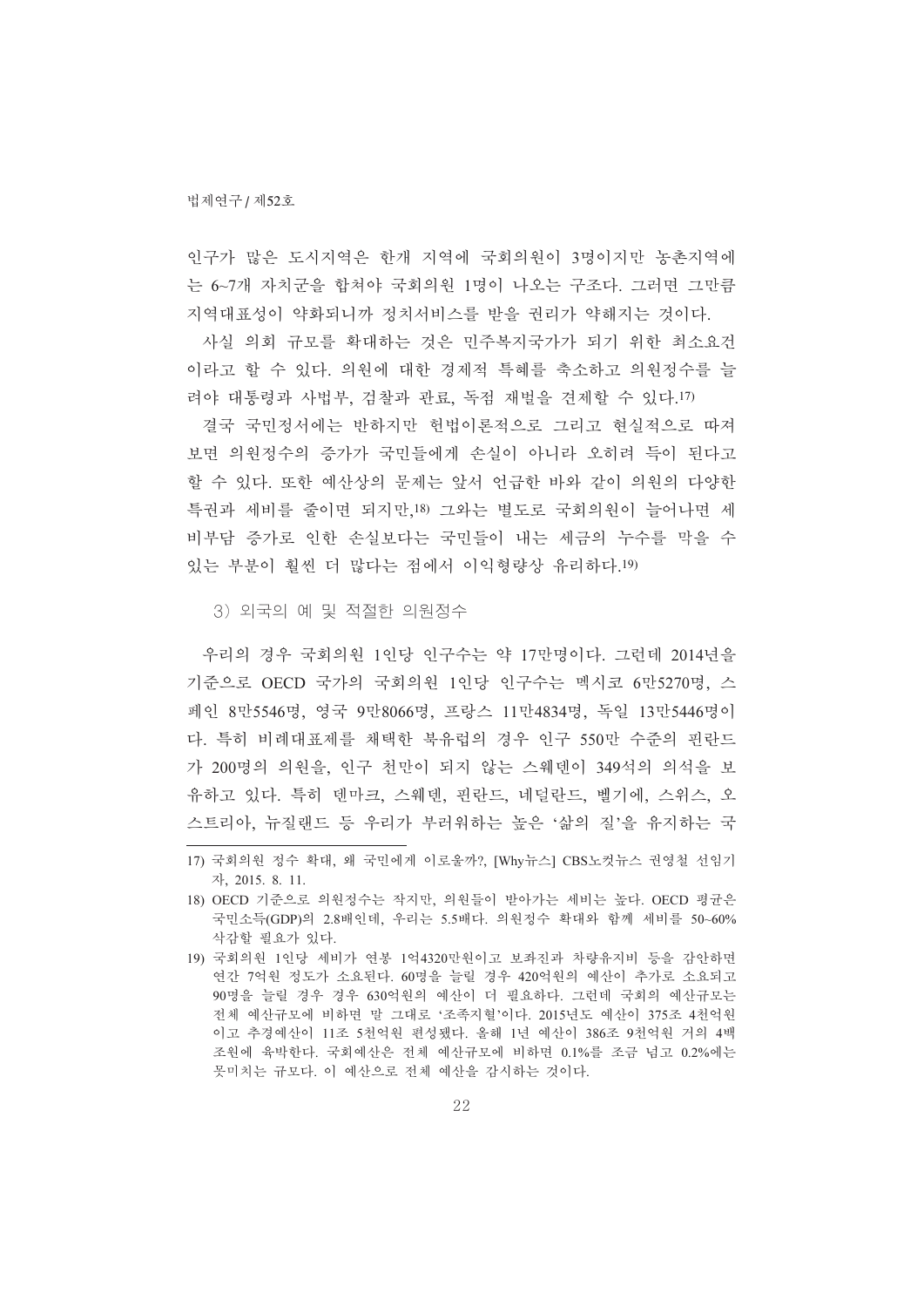인구가 많은 도시지역은 한개 지역에 국회의원이 3명이지만 농촌지역에는 6~7개 자치군을 합쳐야 국회의원 1명이 나오는 구조다. 그러면 그만큼 지역대표성이 약화되니까 정치서비스를 받을 권리가 약해지는 것이다.

사실 의회 규모를 확대하는 것은 민주복지국가가 되기 위한 최소요건이라고 할 수 있다. 의원에 대한 경제적 특혜를 축소하고 의원정수를 늘려야 대통령과 사법부, 검찰과 관료, 독점 재벌을 견제할 수 있다.[17]

결국 국민정서에는 반하지만 헌법이론적으로 그리고 현실적으로 따져보면 의원정수의 증가가 국민들에게 손실이 아니라 오히려 득이 된다고 할 수 있다. 또한 예산상의 문제는 앞서 언급한 바와 같이 의원의 다양한 특권과 세비를 줄이면 되지만,[18] 그와는 별도로 국회의원이 늘어나면 세비부담 증가로 인한 손실보다는 국민들이 내는 세금의 누수를 막을 수 있는 부분이 훨씬 더 많다는 점에서 이익형량상 유리하다.[19]

3) 외국의 예 및 적절한 의원정수

우리의 경우 국회의원 1인당 인구수는 약 17만명이다. 그런데 2014년을 기준으로 OECD 국가의 국회의원 1인당 인구수는 멕시코 6만5270명, 스페인 8만5546명, 영국 9만8066명, 프랑스 11만4834명, 독일 13만5446명이다. 특히 비례대표제를 채택한 북유럽의 경우 인구 550만 수준의 핀란드가 200명의 의원을, 인구 천만이 되지 않는 스웨덴이 349석의 의석을 보유하고 있다. 특히 덴마크, 스웨덴, 핀란드, 네덜란드, 벨기에, 스위스, 오스트리아, 뉴질랜드 등 우리가 부러워하는 높은 '삶의 질'을 유지하는 국

---

17) 국회의원 정수 확대, 왜 국민에게 이로울까?, [Why뉴스] CBS노컷뉴스 권영철 선임기자, 2015. 8. 11.

18) OECD 기준으로 의원정수는 작지만, 의원들이 받아가는 세비는 높다. OECD 평균은 국민소득(GDP)의 2.8배인데, 우리는 5.5배다. 의원정수 확대와 함께 세비를 50~60% 삭감할 필요가 있다.

19) 국회의원 1인당 세비가 연봉 1억4320만원이고 보좌진과 차량유지비 등을 감안하면 연간 7억원 정도가 소요된다. 60명을 늘릴 경우 420억원의 예산이 추가로 소요되고 90명을 늘릴 경우 경우 630억원의 예산이 더 필요하다. 그런데 국회의 예산규모는 전체 예산규모에 비하면 말 그대로 '조족지혈'이다. 2015년도 예산이 375조 4천억원이고 추경예산이 11조 5천억원 편성됐다. 올해 1년 예산이 386조 9천억원 거의 4백조원에 육박한다. 국회예산은 전체 예산규모에 비하면 0.1%를 조금 넘고 0.2%에는 못미치는 규모다. 이 예산으로 전체 예산을 감시하는 것이다.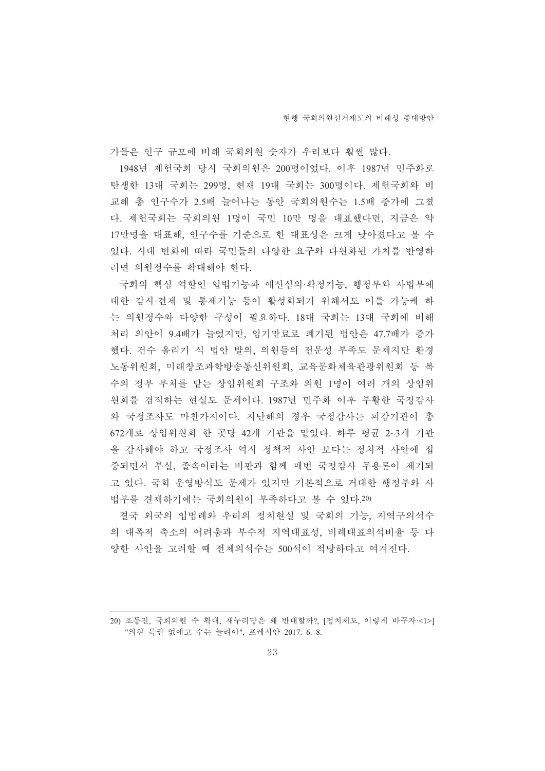가들은 인구 규모에 비해 국회의원 숫자가 우리보다 훨씬 많다.

1948년 제헌국회 당시 국회의원은 200명이었다. 이후 1987년 민주화로 탄생한 13대 국회는 299명, 현재 19대 국회는 300명이다. 제헌국회와 비교해 총 인구수가 2.5배 늘어나는 동안 국회의원수는 1.5배 증가에 그쳤다. 제헌국회는 국회의원 1명이 국민 10만 명을 대표했다면, 지금은 약 17만명을 대표해, 인구수를 기준으로 한 대표성은 크게 낮아졌다고 볼 수 있다. 시대 변화에 따라 국민들의 다양한 요구와 다원화된 가치를 반영하려면 의원정수를 확대해야 한다.

국회의 핵심 역할인 입법기능과 예산심의·확정기능, 행정부와 사법부에 대한 감시·견제 및 통제기능 등이 활성화되기 위해서도 이를 가능케 하는 의원정수와 다양한 구성이 필요하다. 18대 국회는 13대 국회에 비해 처리 의안이 9.4배가 늘었지만, 임기만료로 폐기된 법안은 47.7배가 증가했다. 건수 올리기 식 법안 발의, 의원들의 전문성 부족도 문제지만 환경노동위원회, 미래창조과학방송통신위원회, 교육문화체육관광위원회 등 복수의 정부 부처를 맡는 상임위원회 구조와 의원 1명이 여러 개의 상임위원회를 겸직하는 현실도 문제이다. 1987년 민주화 이후 부활한 국정감사와 국정조사도 마찬가지이다. 지난해의 경우 국정감사는 피감기관이 총 672개로 상임위원회 한 곳당 42개 기관을 맡았다. 하루 평균 2~3개 기관을 감사해야 하고 국정조사 역시 정책적 사안 보다는 정치적 사안에 집중되면서 부실, 졸속이라는 비판과 함께 매번 국정감사 무용론이 제기되고 있다. 국회 운영방식도 문제가 있지만 기본적으로 거대한 행정부와 사법부를 견제하기에는 국회의원이 부족하다고 볼 수 있다.[20]

결국 외국의 입법례와 우리의 정치현실 및 국회의 기능, 지역구의석수의 대폭적 축소의 어려움과 부수적 지역대표성, 비례대표의석비율 등 다양한 사안을 고려할 때 전체의석수는 500석이 적당하다고 여겨진다.

---

20) 조동진, 국회의원 수 확대, 새누리당은 왜 반대할까?, [정치제도, 이렇게 바꾸자·<1>] "의원 특권 없애고 수는 늘려야", 프레시안 2017. 6. 8.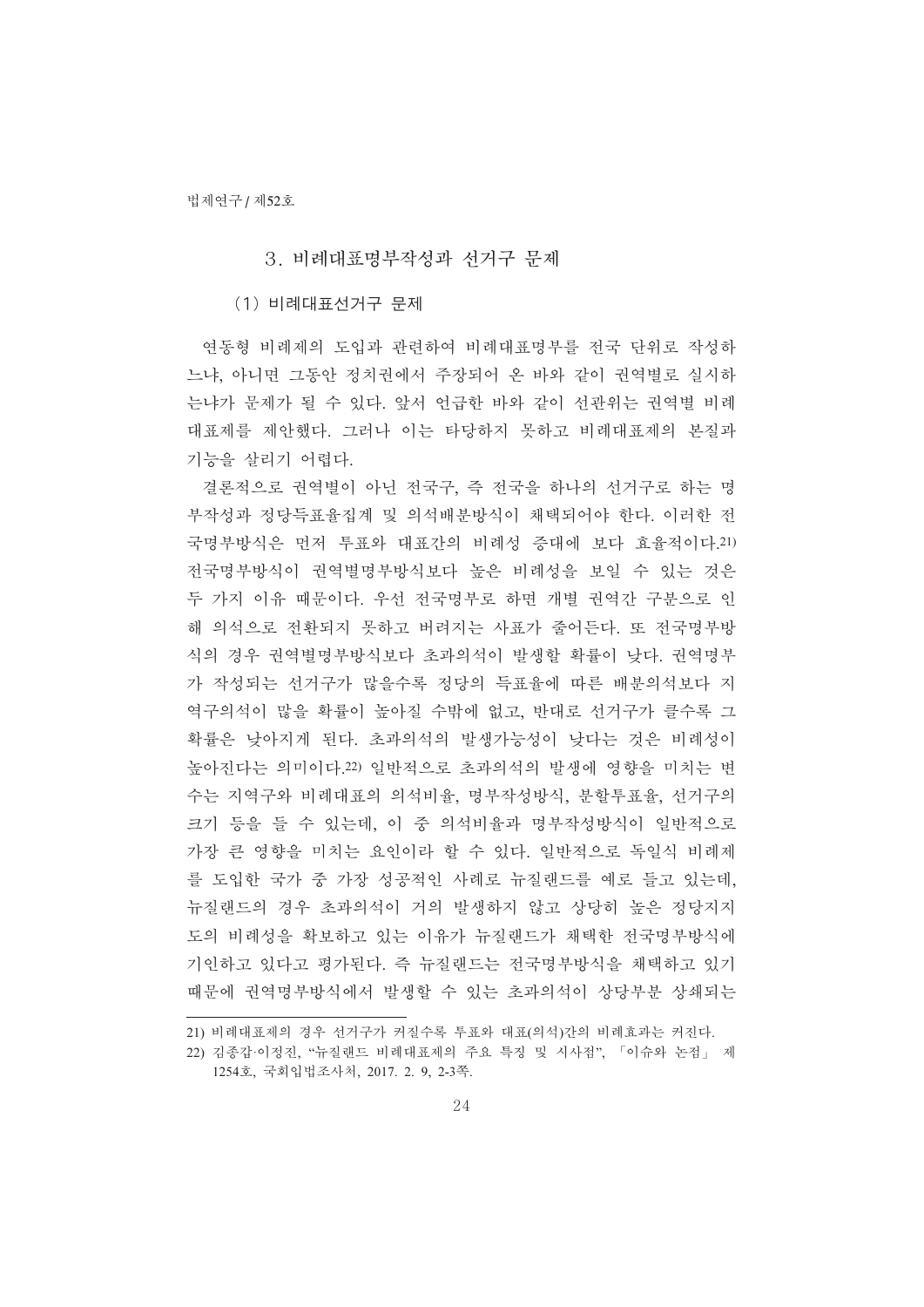## 3. 비례대표명부작성과 선거구 문제

### (1) 비례대표선거구 문제

연동형 비례제의 도입과 관련하여 비례대표명부를 전국 단위로 작성하느냐, 아니면 그동안 정치권에서 주장되어 온 바와 같이 권역별로 실시하느냐가 문제가 될 수 있다. 앞서 언급한 바와 같이 선관위는 권역별 비례대표제를 제안했다. 그러나 이는 타당하지 못하고 비례대표제의 본질과 기능을 살리기 어렵다.

결론적으로 권역별이 아닌 전국구, 즉 전국을 하나의 선거구로 하는 명부작성과 정당득표율집계 및 의석배분방식이 채택되어야 한다. 이러한 전국명부방식은 먼저 투표와 대표간의 비례성 증대에 보다 효율적이다.[21] 전국명부방식이 권역별명부방식보다 높은 비례성을 보일 수 있는 것은 두 가지 이유 때문이다. 우선 전국명부로 하면 개별 권역간 구분으로 인해 의석으로 전환되지 못하고 버려지는 사표가 줄어든다. 또 전국명부방식의 경우 권역별명부방식보다 초과의석이 발생할 확률이 낮다. 권역명부가 작성되는 선거구가 많을수록 정당의 득표율에 따른 배분의석보다 지역구의석이 많을 확률이 높아질 수밖에 없고, 반대로 선거구가 클수록 그 확률은 낮아지게 된다. 초과의석의 발생가능성이 낮다는 것은 비례성이 높아진다는 의미이다.[22] 일반적으로 초과의석의 발생에 영향을 미치는 변수는 지역구와 비례대표의 의석비율, 명부작성방식, 분할투표율, 선거구의 크기 등을 들 수 있는데, 이 중 의석비율과 명부작성방식이 일반적으로 가장 큰 영향을 미치는 요인이라 할 수 있다. 일반적으로 독일식 비례제를 도입한 국가 중 가장 성공적인 사례로 뉴질랜드를 예로 들고 있는데, 뉴질랜드의 경우 초과의석이 거의 발생하지 않고 상당히 높은 정당지지도의 비례성을 확보하고 있는 이유가 뉴질랜드가 채택한 전국명부방식에 기인하고 있다고 평가된다. 즉 뉴질랜드는 전국명부방식을 채택하고 있기 때문에 권역명부방식에서 발생할 수 있는 초과의석이 상당부분 상쇄되는

---

21) 비례대표제의 경우 선거구가 커질수록 투표와 대표(의석)간의 비례효과는 커진다.

22) 김종갑·이정진, "뉴질랜드 비례대표제의 주요 특징 및 시사점", 「이슈와 논점」 제1254호, 국회입법조사처, 2017. 2. 9, 2-3쪽.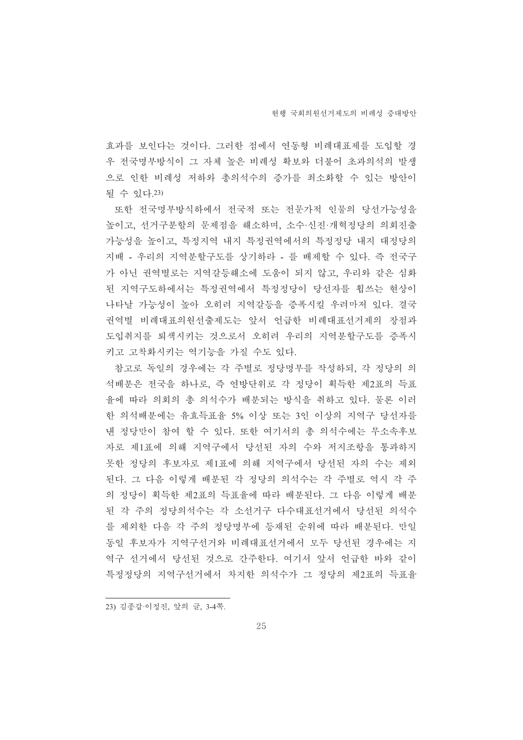효과를 보인다는 것이다. 그러한 점에서 연동형 비례대표제를 도입할 경우 전국명부방식이 그 자체 높은 비례성 확보와 더불어 초과의석의 발생으로 인한 비례성 저하와 총의석수의 증가를 최소화할 수 있는 방안이 될 수 있다.[23]

또한 전국명부방식하에서 전국적 또는 전문가적 인물의 당선가능성을 높이고, 선거구분할의 문제점을 해소하며, 소수·신진·개혁정당의 의회진출 가능성을 높이고, 특정지역 내지 특정권역에서의 특정정당 내지 대정당의 지배 - 우리의 지역분할구도를 상기하라 - 를 배제할 수 있다. 즉 전국구가 아닌 권역별로는 지역갈등해소에 도움이 되지 않고, 우리와 같은 심화된 지역구도하에서는 특정권역에서 특정정당이 당선자를 휩쓰는 현상이 나타날 가능성이 높아 오히려 지역갈등을 증폭시킬 우려마저 있다. 결국 권역별 비례대표의원선출제도는 앞서 언급한 비례대표선거제의 장점과 도입취지를 퇴색시키는 것으로서 오히려 우리의 지역분할구도를 증폭시키고 고착화시키는 역기능을 가질 수도 있다.

참고로 독일의 경우에는 각 주별로 정당명부를 작성하되, 각 정당의 의석배분은 전국을 하나로, 즉 연방단위로 각 정당이 획득한 제2표의 득표율에 따라 의회의 총 의석수가 배분되는 방식을 취하고 있다. 물론 이러한 의석배분에는 유효득표율 5% 이상 또는 3인 이상의 지역구 당선자를 낸 정당만이 참여 할 수 있다. 또한 여기서의 총 의석수에는 무소속후보자로 제1표에 의해 지역구에서 당선된 자의 수와 저지조항을 통과하지 못한 정당의 후보자로 제1표에 의해 지역구에서 당선된 자의 수는 제외된다. 그 다음 이렇게 배분된 각 정당의 의석수는 각 주별로 역시 각 주의 정당이 획득한 제2표의 득표율에 따라 배분된다. 그 다음 이렇게 배분된 각 주의 정당의석수는 각 소선거구 다수대표선거에서 당선된 의석수를 제외한 다음 각 주의 정당명부에 등재된 순위에 따라 배분된다. 만일 동일 후보자가 지역구선거와 비례대표선거에서 모두 당선된 경우에는 지역구 선거에서 당선된 것으로 간주한다. 여기서 앞서 언급한 바와 같이 특정정당의 지역구선거에서 차지한 의석수가 그 정당의 제2표의 득표율

---

23) 김종갑·이정진, 앞의 글, 3-4쪽.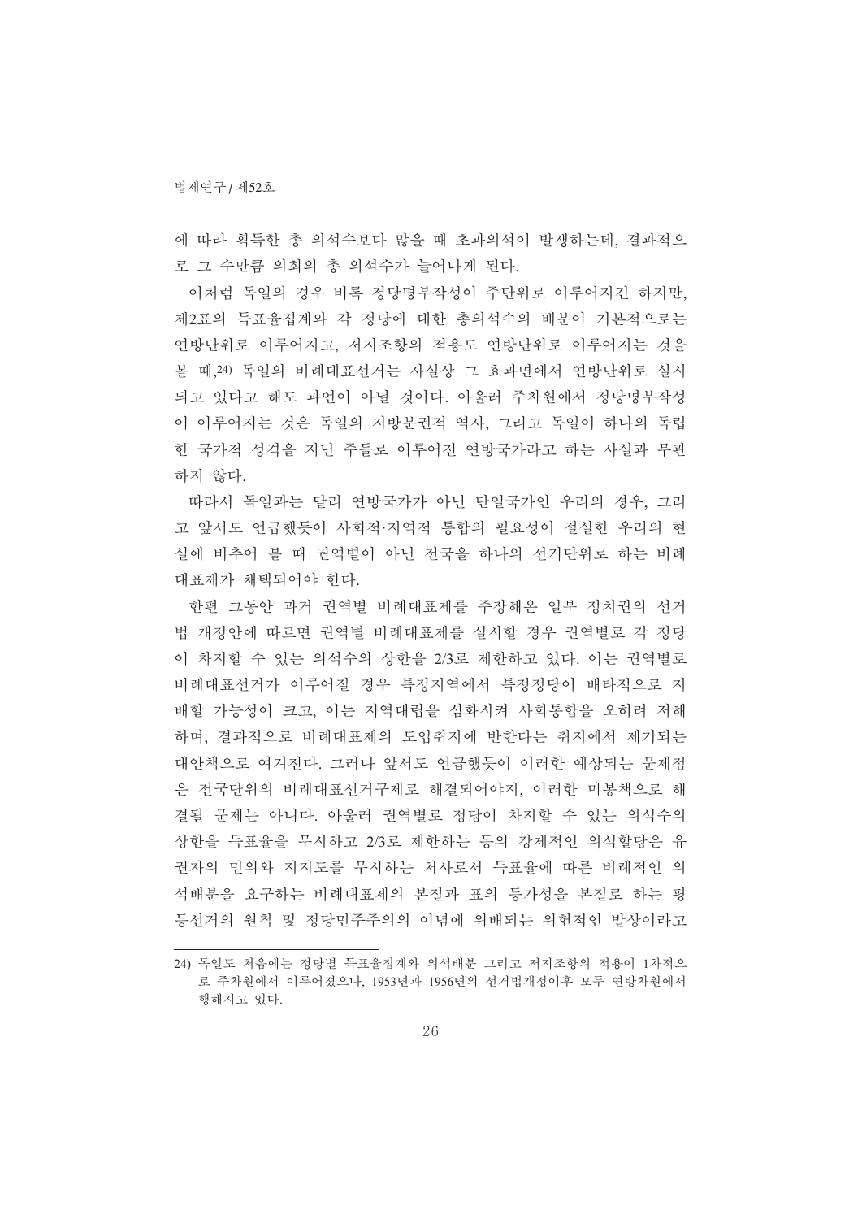에 따라 획득한 총 의석수보다 많을 때 초과의석이 발생하는데, 결과적으로 그 수만큼 의회의 총 의석수가 늘어나게 된다.

이처럼 독일의 경우 비록 정당명부작성이 주단위로 이루어지긴 하지만, 제2표의 득표율집계와 각 정당에 대한 총의석수의 배분이 기본적으로는 연방단위로 이루어지고, 저지조항의 적용도 연방단위로 이루어지는 것을 볼 때,[24] 독일의 비례대표선거는 사실상 그 효과면에서 연방단위로 실시되고 있다고 해도 과언이 아닐 것이다. 아울러 주차원에서 정당명부작성이 이루어지는 것은 독일의 지방분권적 역사, 그리고 독일이 하나의 독립한 국가적 성격을 지닌 주들로 이루어진 연방국가라고 하는 사실과 무관하지 않다.

따라서 독일과는 달리 연방국가가 아닌 단일국가인 우리의 경우, 그리고 앞서도 언급했듯이 사회적·지역적 통합의 필요성이 절실한 우리의 현실에 비추어 볼 때 권역별이 아닌 전국을 하나의 선거단위로 하는 비례대표제가 채택되어야 한다.

한편 그동안 과거 권역별 비례대표제를 주장해온 일부 정치권의 선거법 개정안에 따르면 권역별 비례대표제를 실시할 경우 권역별로 각 정당이 차지할 수 있는 의석수의 상한을 2/3로 제한하고 있다. 이는 권역별로 비례대표선거가 이루어질 경우 특정지역에서 특정정당이 배타적으로 지배할 가능성이 크고, 이는 지역대립을 심화시켜 사회통합을 오히려 저해하며, 결과적으로 비례대표제의 도입취지에 반한다는 취지에서 제기되는 대안책으로 여겨진다. 그러나 앞서도 언급했듯이 이러한 예상되는 문제점은 전국단위의 비례대표선거구제로 해결되어야지, 이러한 미봉책으로 해결될 문제는 아니다. 아울러 권역별로 정당이 차지할 수 있는 의석수의 상한을 득표율을 무시하고 2/3로 제한하는 등의 강제적인 의석할당은 유권자의 민의와 지지도를 무시하는 처사로서 득표율에 따른 비례적인 의석배분을 요구하는 비례대표제의 본질과 표의 등가성을 본질로 하는 평등선거의 원칙 및 정당민주주의의 이념에 위배되는 위헌적인 발상이라고

---

24) 독일도 처음에는 정당별 득표율집계와 의석배분 그리고 저지조항의 적용이 1차적으로 주차원에서 이루어졌으나, 1953년과 1956년의 선거법개정이후 모두 연방차원에서 행해지고 있다.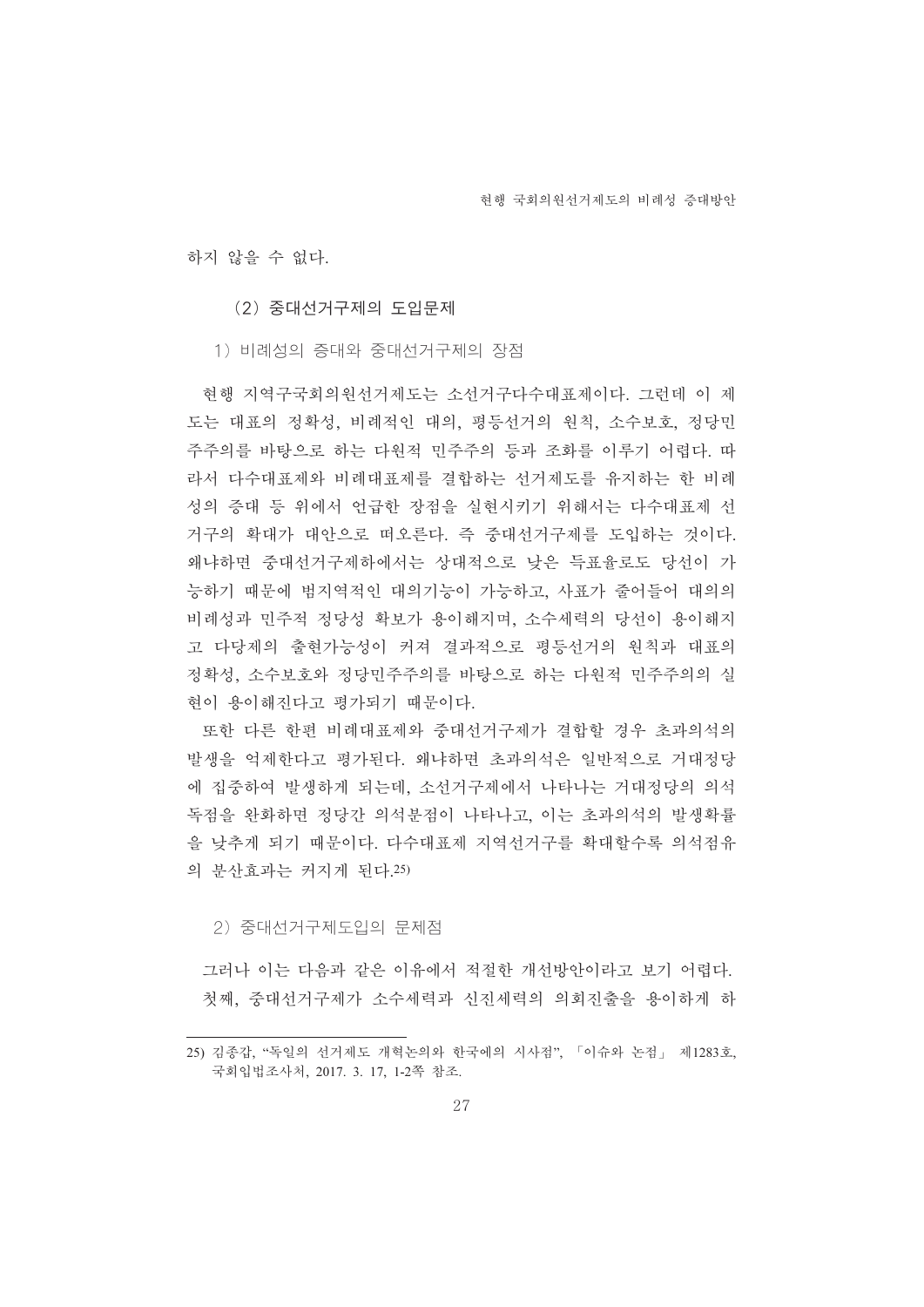하지 않을 수 없다.

### (2) 중대선거구제의 도입문제

#### 1) 비례성의 증대와 중대선거구제의 장점

현행 지역구국회의원선거제도는 소선거구다수대표제이다. 그런데 이 제도는 대표의 정확성, 비례적인 대의, 평등선거의 원칙, 소수보호, 정당민주주의를 바탕으로 하는 다원적 민주주의 등과 조화를 이루기 어렵다. 따라서 다수대표제와 비례대표제를 결합하는 선거제도를 유지하는 한 비례성의 증대 등 위에서 언급한 장점을 실현시키기 위해서는 다수대표제 선거구의 확대가 대안으로 떠오른다. 즉 중대선거구제를 도입하는 것이다. 왜냐하면 중대선거구제하에서는 상대적으로 낮은 득표율로도 당선이 가능하기 때문에 범지역적인 대의기능이 가능하고, 사표가 줄어들어 대의의 비례성과 민주적 정당성 확보가 용이해지며, 소수세력의 당선이 용이해지고 다당제의 출현가능성이 커져 결과적으로 평등선거의 원칙과 대표의 정확성, 소수보호와 정당민주주의를 바탕으로 하는 다원적 민주주의의 실현이 용이해진다고 평가되기 때문이다.

또한 다른 한편 비례대표제와 중대선거구제가 결합할 경우 초과의석의 발생을 억제한다고 평가된다. 왜냐하면 초과의석은 일반적으로 거대정당에 집중하여 발생하게 되는데, 소선거구제에서 나타나는 거대정당의 의석독점을 완화하면 정당간 의석분점이 나타나고, 이는 초과의석의 발생확률을 낮추게 되기 때문이다. 다수대표제 지역선거구를 확대할수록 의석점유의 분산효과는 커지게 된다.[25]

#### 2) 중대선거구제도입의 문제점

그러나 이는 다음과 같은 이유에서 적절한 개선방안이라고 보기 어렵다.

첫째, 중대선거구제가 소수세력과 신진세력의 의회진출을 용이하게 하

---

25) 김종갑, "독일의 선거제도 개혁논의와 한국에의 시사점", 「이슈와 논점」 제1283호, 국회입법조사처, 2017. 3. 17, 1-2쪽 참조.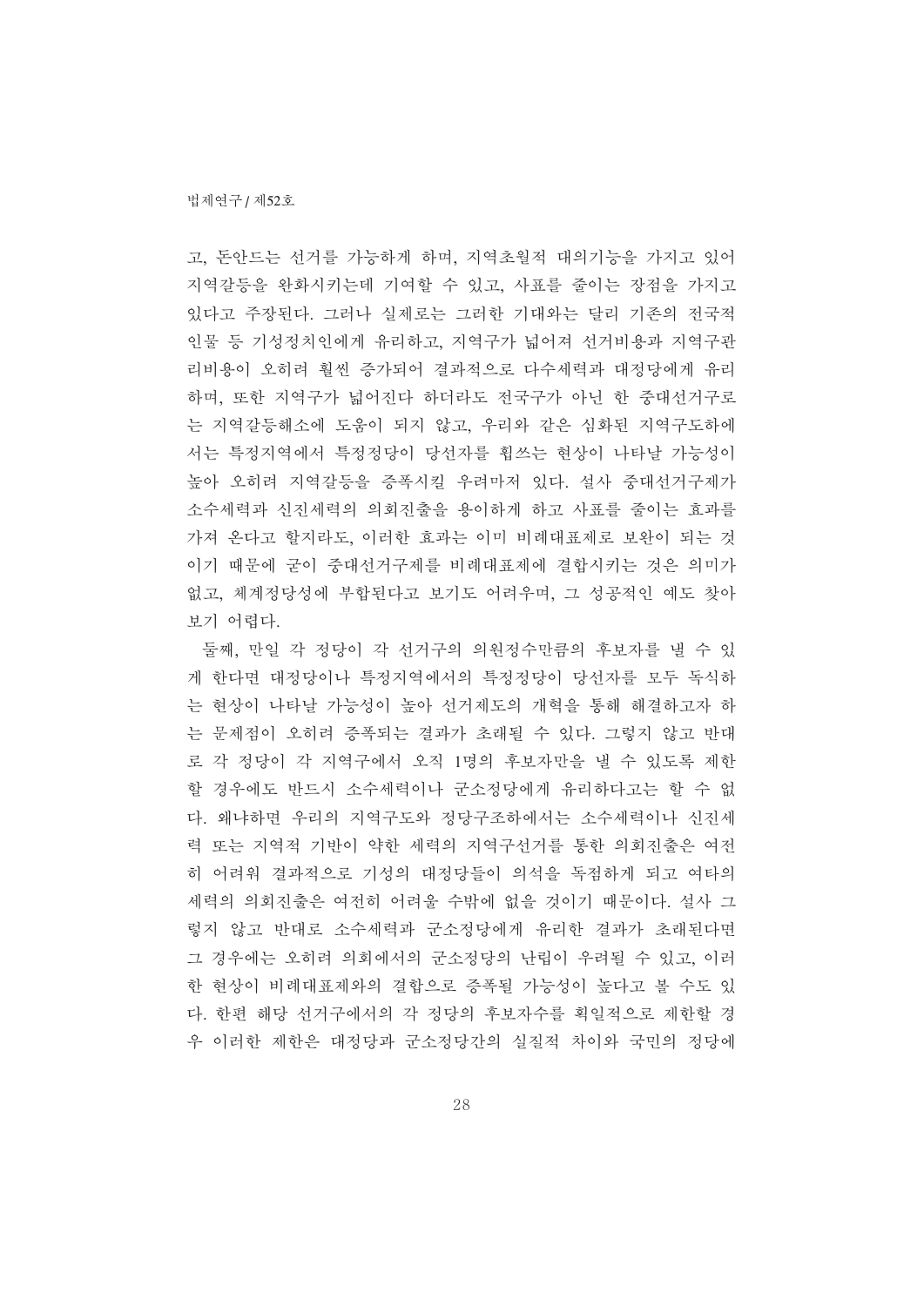고, 돈안드는 선거를 가능하게 하며, 지역초월적 대의기능을 가지고 있어 지역갈등을 완화시키는데 기여할 수 있고, 사표를 줄이는 장점을 가지고 있다고 주장된다. 그러나 실제로는 그러한 기대와는 달리 기존의 전국적 인물 등 기성정치인에게 유리하고, 지역구가 넓어져 선거비용과 지역구관리비용이 오히려 훨씬 증가되어 결과적으로 다수세력과 대정당에게 유리하며, 또한 지역구가 넓어진다 하더라도 전국구가 아닌 한 중대선거구로는 지역갈등해소에 도움이 되지 않고, 우리와 같은 심화된 지역구도하에서는 특정지역에서 특정정당이 당선자를 휩쓰는 현상이 나타날 가능성이 높아 오히려 지역갈등을 증폭시킬 우려마저 있다. 설사 중대선거구제가 소수세력과 신진세력의 의회진출을 용이하게 하고 사표를 줄이는 효과를 가져 온다고 할지라도, 이러한 효과는 이미 비례대표제로 보완이 되는 것이기 때문에 굳이 중대선거구제를 비례대표제에 결합시키는 것은 의미가 없고, 체계정당성에 부합된다고 보기도 어려우며, 그 성공적인 예도 찾아보기 어렵다.

둘째, 만일 각 정당이 각 선거구의 의원정수만큼의 후보자를 낼 수 있게 한다면 대정당이나 특정지역에서의 특정정당이 당선자를 모두 독식하는 현상이 나타날 가능성이 높아 선거제도의 개혁을 통해 해결하고자 하는 문제점이 오히려 증폭되는 결과가 초래될 수 있다. 그렇지 않고 반대로 각 정당이 각 지역구에서 오직 1명의 후보자만을 낼 수 있도록 제한할 경우에도 반드시 소수세력이나 군소정당에게 유리하다고는 할 수 없다. 왜냐하면 우리의 지역구도와 정당구조하에서는 소수세력이나 신진세력 또는 지역적 기반이 약한 세력의 지역구선거를 통한 의회진출은 여전히 어려워 결과적으로 기성의 대정당들이 의석을 독점하게 되고 여타의 세력의 의회진출은 여전히 어려울 수밖에 없을 것이기 때문이다. 설사 그렇지 않고 반대로 소수세력과 군소정당에게 유리한 결과가 초래된다면 그 경우에는 오히려 의회에서의 군소정당의 난립이 우려될 수 있고, 이러한 현상이 비례대표제와의 결합으로 증폭될 가능성이 높다고 볼 수도 있다. 한편 해당 선거구에서의 각 정당의 후보자수를 획일적으로 제한할 경우 이러한 제한은 대정당과 군소정당간의 실질적 차이와 국민의 정당에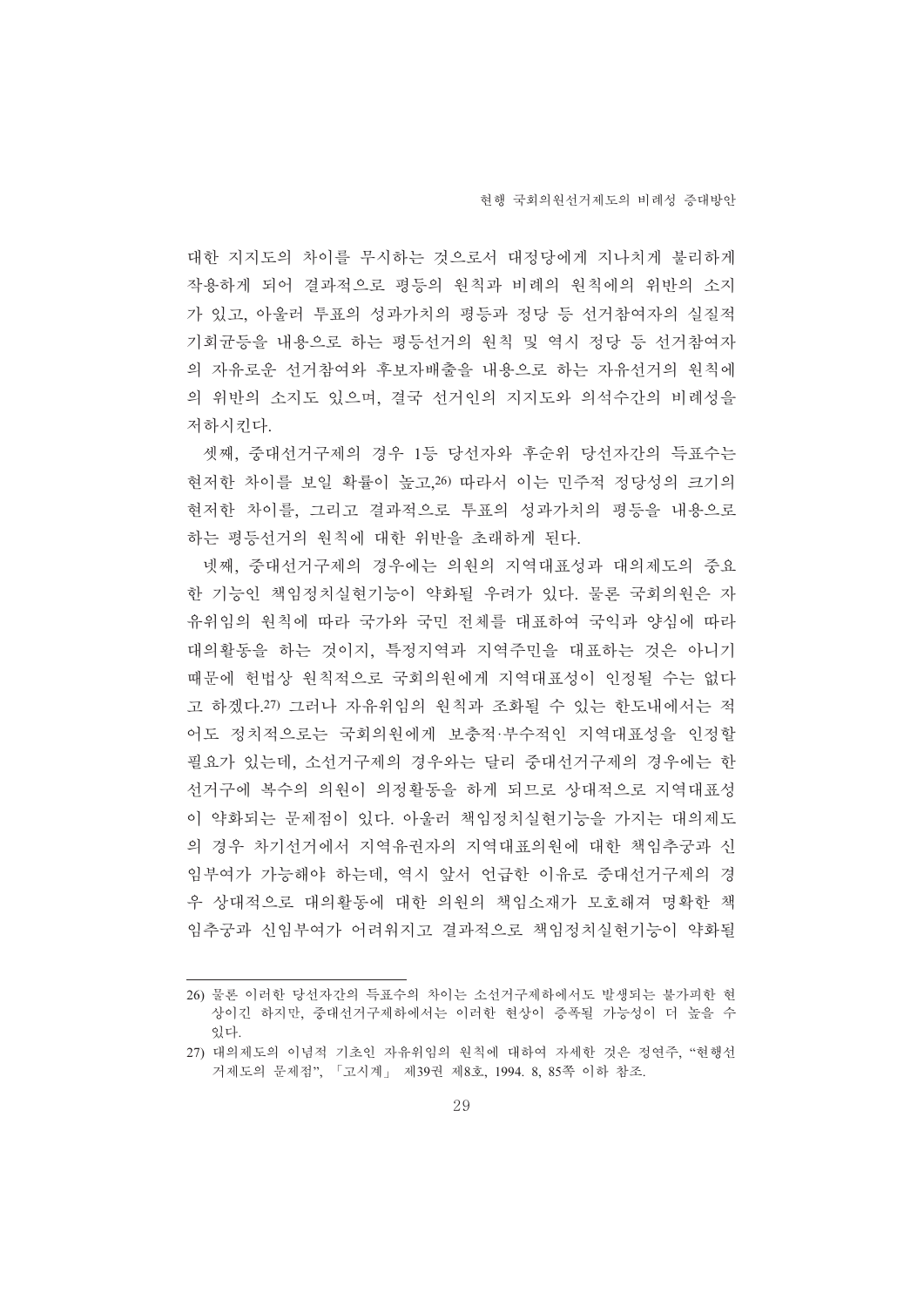대한 지지도의 차이를 무시하는 것으로서 대정당에게 지나치게 불리하게 작용하게 되어 결과적으로 평등의 원칙과 비례의 원칙에의 위반의 소지가 있고, 아울러 투표의 성과가치의 평등과 정당 등 선거참여자의 실질적 기회균등을 내용으로 하는 평등선거의 원칙 및 역시 정당 등 선거참여자의 자유로운 선거참여와 후보자배출을 내용으로 하는 자유선거의 원칙에의 위반의 소지도 있으며, 결국 선거인의 지지도와 의석수간의 비례성을 저하시킨다.

셋째, 중대선거구제의 경우 1등 당선자와 후순위 당선자간의 득표수는 현저한 차이를 보일 확률이 높고,[26] 따라서 이는 민주적 정당성의 크기의 현저한 차이를, 그리고 결과적으로 투표의 성과가치의 평등을 내용으로 하는 평등선거의 원칙에 대한 위반을 초래하게 된다.

넷째, 중대선거구제의 경우에는 의원의 지역대표성과 대의제도의 중요한 기능인 책임정치실현기능이 약화될 우려가 있다. 물론 국회의원은 자유위임의 원칙에 따라 국가와 국민 전체를 대표하여 국익과 양심에 따라 대의활동을 하는 것이지, 특정지역과 지역주민을 대표하는 것은 아니기 때문에 헌법상 원칙적으로 국회의원에게 지역대표성이 인정될 수는 없다고 하겠다.[27] 그러나 자유위임의 원칙과 조화될 수 있는 한도내에서는 적어도 정치적으로는 국회의원에게 보충적·부수적인 지역대표성을 인정할 필요가 있는데, 소선거구제의 경우와는 달리 중대선거구제의 경우에는 한 선거구에 복수의 의원이 의정활동을 하게 되므로 상대적으로 지역대표성이 약화되는 문제점이 있다. 아울러 책임정치실현기능을 가지는 대의제도의 경우 차기선거에서 지역유권자의 지역대표의원에 대한 책임추궁과 신임부여가 가능해야 하는데, 역시 앞서 언급한 이유로 중대선거구제의 경우 상대적으로 대의활동에 대한 의원의 책임소재가 모호해져 명확한 책임추궁과 신임부여가 어려워지고 결과적으로 책임정치실현기능이 약화될

---

26) 물론 이러한 당선자간의 득표수의 차이는 소선거구제하에서도 발생되는 불가피한 현상이긴 하지만, 중대선거구제하에서는 이러한 현상이 증폭될 가능성이 더 높을 수 있다.

27) 대의제도의 이념적 기초인 자유위임의 원칙에 대하여 자세한 것은 정연주, "현행선거제도의 문제점", 「고시계」 제39권 제8호, 1994. 8, 85쪽 이하 참조.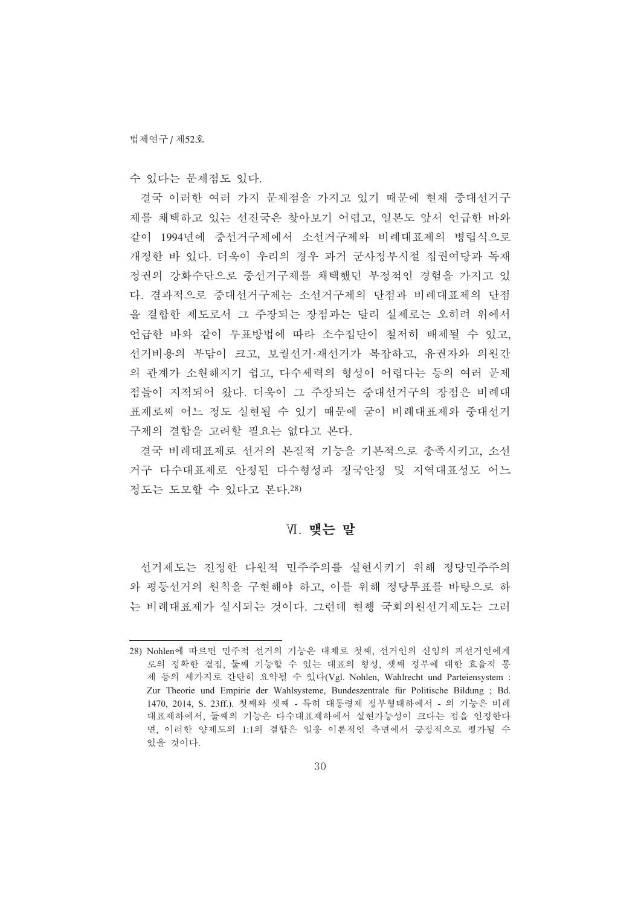수 있다는 문제점도 있다.

결국 이러한 여러 가지 문제점을 가지고 있기 때문에 현재 중대선거구제를 채택하고 있는 선진국은 찾아보기 어렵고, 일본도 앞서 언급한 바와 같이 1994년에 중선거구제에서 소선거구제와 비례대표제의 병립식으로 개정한 바 있다. 더욱이 우리의 경우 과거 군사정부시절 집권여당과 독재정권의 강화수단으로 중선거구제를 채택했던 부정적인 경험을 가지고 있다. 결과적으로 중대선거구제는 소선거구제의 단점과 비례대표제의 단점을 결합한 제도로서 그 주장되는 장점과는 달리 실제로는 오히려 위에서 언급한 바와 같이 투표방법에 따라 소수집단이 철저히 배제될 수 있고, 선거비용의 부담이 크고, 보궐선거·재선거가 복잡하고, 유권자와 의원간의 관계가 소원해지기 쉽고, 다수세력의 형성이 어렵다는 등의 여러 문제점들이 지적되어 왔다. 더욱이 그 주장되는 중대선거구의 장점은 비례대표제로써 어느 정도 실현될 수 있기 때문에 굳이 비례대표제와 중대선거구제의 결합을 고려할 필요는 없다고 본다.

결국 비례대표제로 선거의 본질적 기능을 기본적으로 충족시키고, 소선거구 다수대표제로 안정된 다수형성과 정국안정 및 지역대표성도 어느 정도는 도모할 수 있다고 본다.[28]

## Ⅵ. 맺는 말

선거제도는 진정한 다원적 민주주의를 실현시키기 위해 정당민주주의와 평등선거의 원칙을 구현해야 하고, 이를 위해 정당투표를 바탕으로 하는 비례대표제가 실시되는 것이다. 그런데 현행 국회의원선거제도는 그러

---

28) Nohlen에 따르면 민주적 선거의 기능은 대체로 첫째, 선거인의 신임의 피선거인에게로의 정확한 결집, 둘째 기능할 수 있는 대표의 형성, 셋째 정부에 대한 효율적 통제 등의 세가지로 간단히 요약될 수 있다(Vgl. Nohlen, Wahlrecht und Parteiensystem : Zur Theorie und Empirie der Wahlsysteme, Bundeszentrale für Politische Bildung ; Bd. 1470, 2014, S. 23ff.). 첫째와 셋째 - 특히 대통령제 정부형태하에서 - 의 기능은 비례대표제하에서, 둘째의 기능은 다수대표제하에서 실현가능성이 크다는 점을 인정한다면, 이러한 양제도의 1:1의 결합은 일응 이론적인 측면에서 긍정적으로 평가될 수 있을 것이다.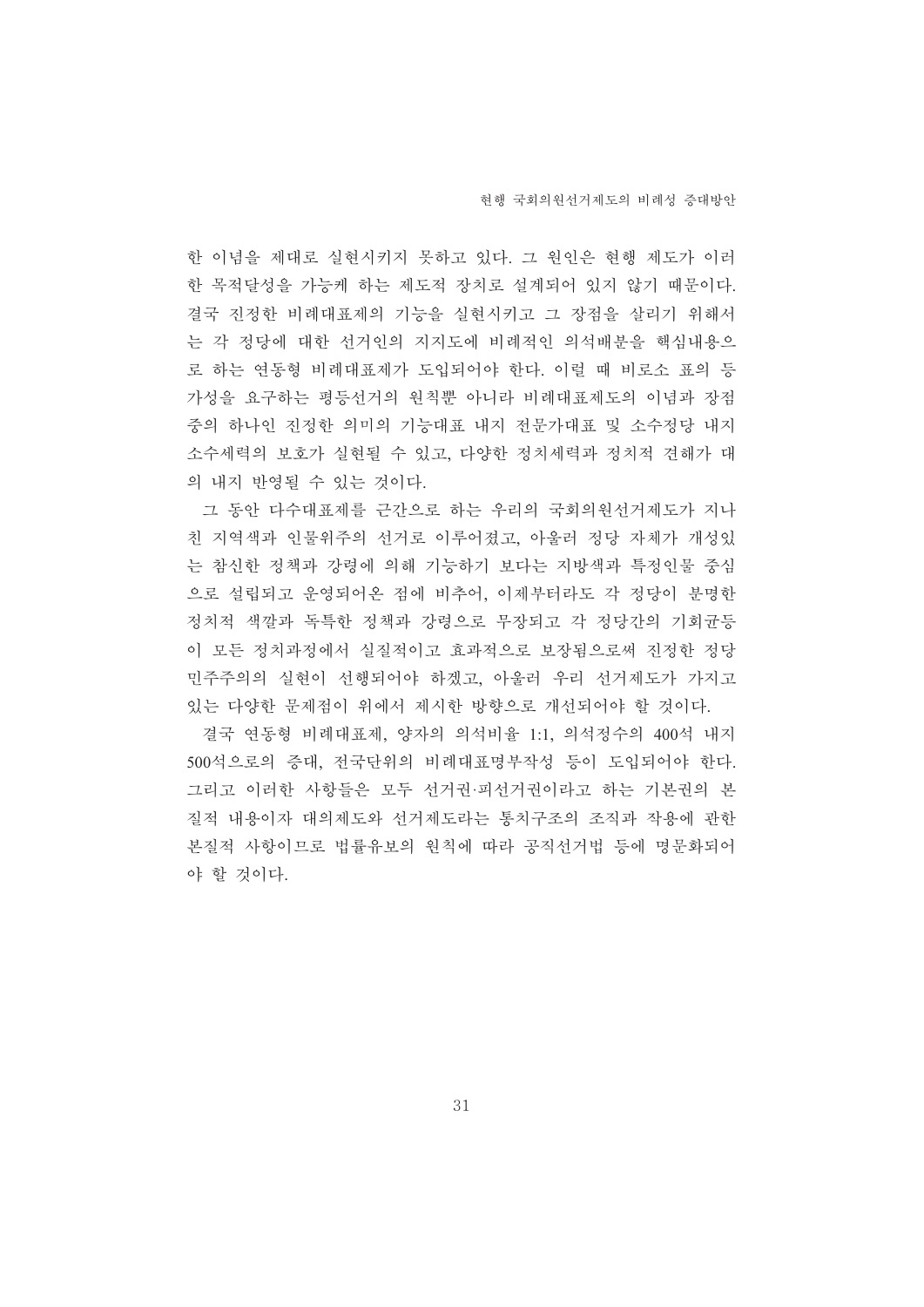한 이념을 제대로 실현시키지 못하고 있다. 그 원인은 현행 제도가 이러한 목적달성을 가능케 하는 제도적 장치로 설계되어 있지 않기 때문이다. 결국 진정한 비례대표제의 기능을 실현시키고 그 장점을 살리기 위해서는 각 정당에 대한 선거인의 지지도에 비례적인 의석배분을 핵심내용으로 하는 연동형 비례대표제가 도입되어야 한다. 이럴 때 비로소 표의 등가성을 요구하는 평등선거의 원칙뿐 아니라 비례대표제도의 이념과 장점 중의 하나인 진정한 의미의 기능대표 내지 전문가대표 및 소수정당 내지 소수세력의 보호가 실현될 수 있고, 다양한 정치세력과 정치적 견해가 대의 내지 반영될 수 있는 것이다.

그 동안 다수대표제를 근간으로 하는 우리의 국회의원선거제도가 지나친 지역색과 인물위주의 선거로 이루어졌고, 아울러 정당 자체가 개성있는 참신한 정책과 강령에 의해 기능하기 보다는 지방색과 특정인물 중심으로 설립되고 운영되어온 점에 비추어, 이제부터라도 각 정당이 분명한 정치적 색깔과 독특한 정책과 강령으로 무장되고 각 정당간의 기회균등이 모든 정치과정에서 실질적이고 효과적으로 보장됨으로써 진정한 정당민주주의의 실현이 선행되어야 하겠고, 아울러 우리 선거제도가 가지고 있는 다양한 문제점이 위에서 제시한 방향으로 개선되어야 할 것이다.

결국 연동형 비례대표제, 양자의 의석비율 1:1, 의석정수의 400석 내지 500석으로의 증대, 전국단위의 비례대표명부작성 등이 도입되어야 한다. 그리고 이러한 사항들은 모두 선거권·피선거권이라고 하는 기본권의 본질적 내용이자 대의제도와 선거제도라는 통치구조의 조직과 작용에 관한 본질적 사항이므로 법률유보의 원칙에 따라 공직선거법 등에 명문화되어야 할 것이다.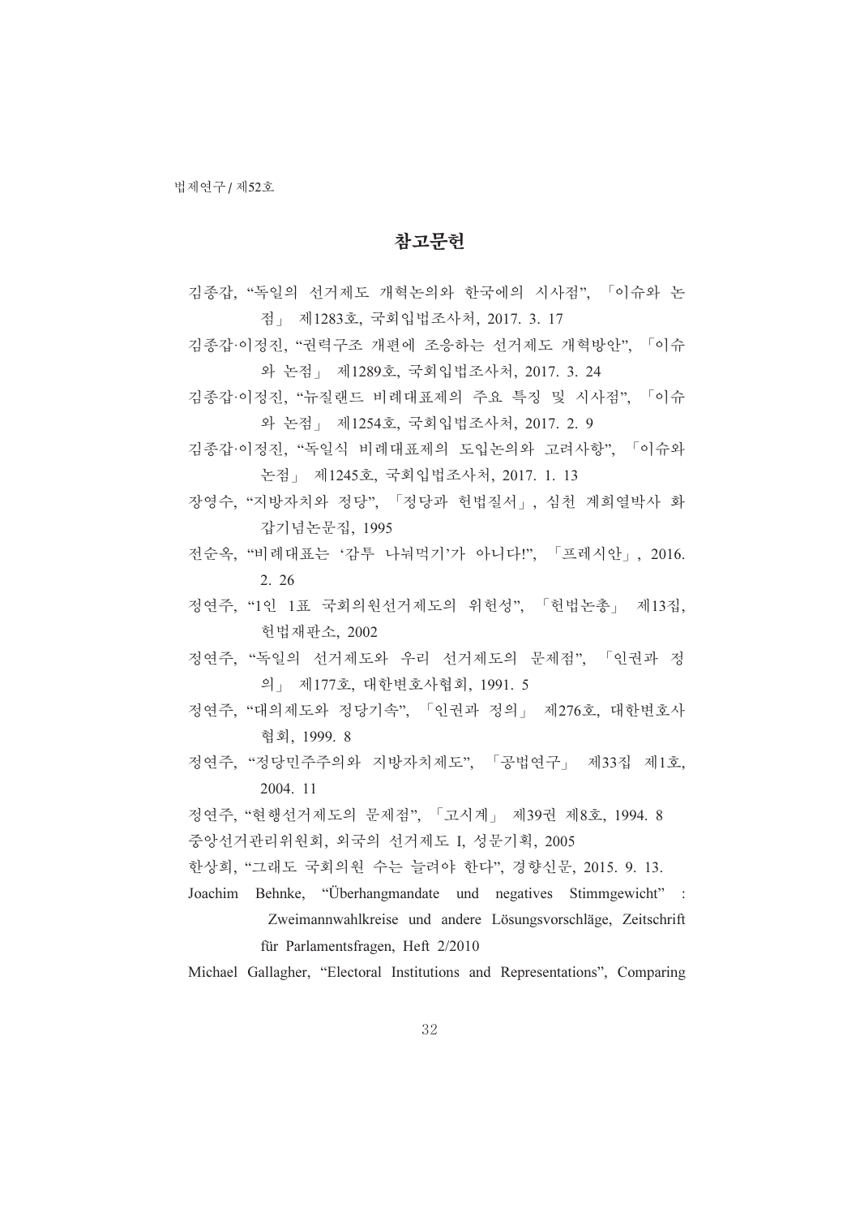## 참고문헌

김종갑, "독일의 선거제도 개혁논의와 한국에의 시사점", 「이슈와 논점」 제1283호, 국회입법조사처, 2017. 3. 17

김종갑·이정진, "권력구조 개편에 조응하는 선거제도 개혁방안", 「이슈와 논점」 제1289호, 국회입법조사처, 2017. 3. 24

김종갑·이정진, "뉴질랜드 비례대표제의 주요 특징 및 시사점", 「이슈와 논점」 제1254호, 국회입법조사처, 2017. 2. 9

김종갑·이정진, "독일식 비례대표제의 도입논의와 고려사항", 「이슈와 논점」 제1245호, 국회입법조사처, 2017. 1. 13

장영수, "지방자치와 정당", 「정당과 헌법질서」, 심천 계희열박사 화갑기념논문집, 1995

전순옥, "비례대표는 '감투 나눠먹기'가 아니다!", 「프레시안」, 2016. 2. 26

정연주, "1인 1표 국회의원선거제도의 위헌성", 「헌법논총」 제13집, 헌법재판소, 2002

정연주, "독일의 선거제도와 우리 선거제도의 문제점", 「인권과 정의」 제177호, 대한변호사협회, 1991. 5

정연주, "대의제도와 정당기속", 「인권과 정의」 제276호, 대한변호사협회, 1999. 8

정연주, "정당민주주의와 지방자치제도", 「공법연구」 제33집 제1호, 2004. 11

정연주, "현행선거제도의 문제점", 「고시계」 제39권 제8호, 1994. 8

중앙선거관리위원회, 외국의 선거제도 I, 성문기획, 2005

한상희, "그래도 국회의원 수는 늘려야 한다", 경향신문, 2015. 9. 13.

Joachim Behnke, "Überhangmandate und negatives Stimmgewicht" : Zweimannwahlkreise und andere Lösungsvorschläge, Zeitschrift für Parlamentsfragen, Heft 2/2010

Michael Gallagher, "Electoral Institutions and Representations", Comparing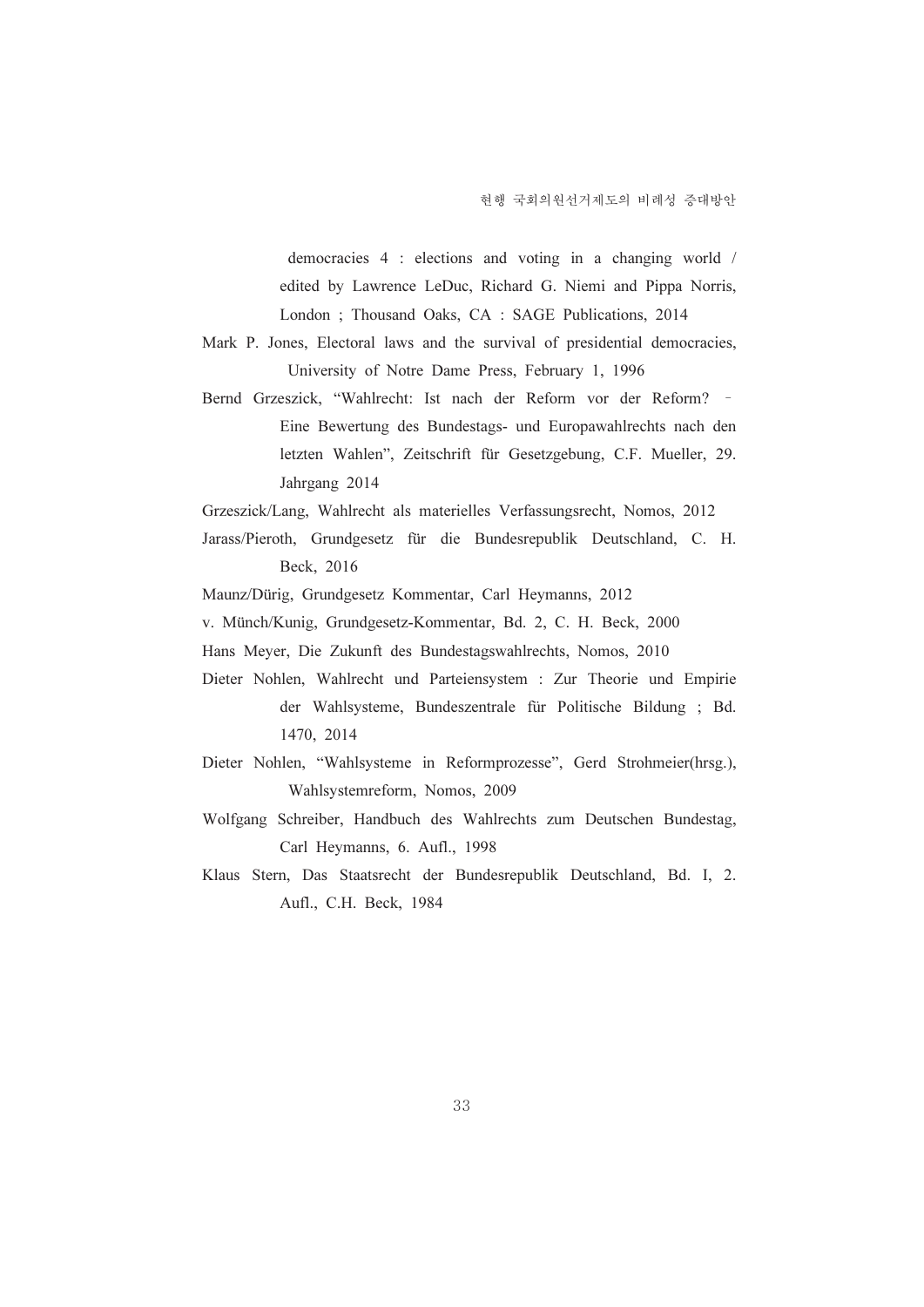democracies 4 : elections and voting in a changing world / edited by Lawrence LeDuc, Richard G. Niemi and Pippa Norris, London ; Thousand Oaks, CA : SAGE Publications, 2014

Mark P. Jones, Electoral laws and the survival of presidential democracies, University of Notre Dame Press, February 1, 1996

Bernd Grzeszick, “Wahlrecht: Ist nach der Reform vor der Reform? – Eine Bewertung des Bundestags- und Europawahlrechts nach den letzten Wahlen”, Zeitschrift für Gesetzgebung, C.F. Mueller, 29. Jahrgang 2014

Grzeszick/Lang, Wahlrecht als materielles Verfassungsrecht, Nomos, 2012

Jarass/Pieroth, Grundgesetz für die Bundesrepublik Deutschland, C. H. Beck, 2016

Maunz/Dürig, Grundgesetz Kommentar, Carl Heymanns, 2012

v. Münch/Kunig, Grundgesetz-Kommentar, Bd. 2, C. H. Beck, 2000

Hans Meyer, Die Zukunft des Bundestagswahlrechts, Nomos, 2010

Dieter Nohlen, Wahlrecht und Parteiensystem : Zur Theorie und Empirie der Wahlsysteme, Bundeszentrale für Politische Bildung ; Bd. 1470, 2014

Dieter Nohlen, “Wahlsysteme in Reformprozesse”, Gerd Strohmeier(hrsg.), Wahlsystemreform, Nomos, 2009

Wolfgang Schreiber, Handbuch des Wahlrechts zum Deutschen Bundestag, Carl Heymanns, 6. Aufl., 1998

Klaus Stern, Das Staatsrecht der Bundesrepublik Deutschland, Bd. I, 2. Aufl., C.H. Beck, 1984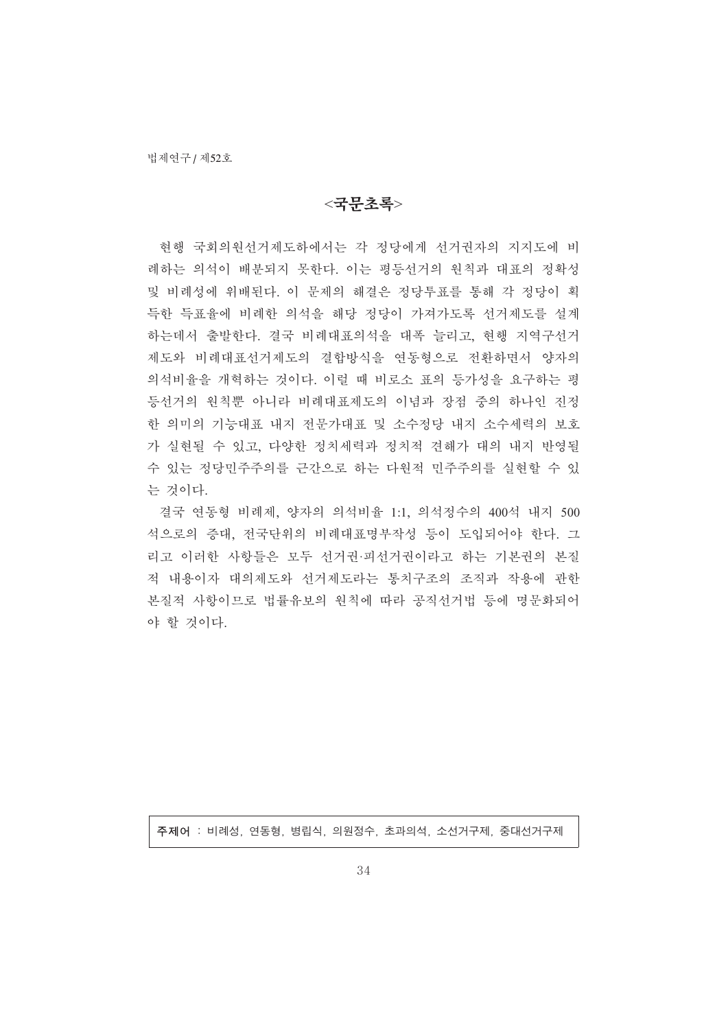## <국문초록>

현행 국회의원선거제도하에서는 각 정당에게 선거권자의 지지도에 비례하는 의석이 배분되지 못한다. 이는 평등선거의 원칙과 대표의 정확성 및 비례성에 위배된다. 이 문제의 해결은 정당투표를 통해 각 정당이 획득한 득표율에 비례한 의석을 해당 정당이 가져가도록 선거제도를 설계하는데서 출발한다. 결국 비례대표의석을 대폭 늘리고, 현행 지역구선거제도와 비례대표선거제도의 결합방식을 연동형으로 전환하면서 양자의 의석비율을 개혁하는 것이다. 이럴 때 비로소 표의 등가성을 요구하는 평등선거의 원칙뿐 아니라 비례대표제도의 이념과 장점 중의 하나인 진정한 의미의 기능대표 내지 전문가대표 및 소수정당 내지 소수세력의 보호가 실현될 수 있고, 다양한 정치세력과 정치적 견해가 대의 내지 반영될 수 있는 정당민주주의를 근간으로 하는 다원적 민주주의를 실현할 수 있는 것이다.

결국 연동형 비례제, 양자의 의석비율 1:1, 의석정수의 400석 내지 500석으로의 증대, 전국단위의 비례대표명부작성 등이 도입되어야 한다. 그리고 이러한 사항들은 모두 선거권·피선거권이라고 하는 기본권의 본질적 내용이자 대의제도와 선거제도라는 통치구조의 조직과 작용에 관한 본질적 사항이므로 법률유보의 원칙에 따라 공직선거법 등에 명문화되어야 할 것이다.

**주제어** : 비례성, 연동형, 병립식, 의원정수, 초과의석, 소선거구제, 중대선거구제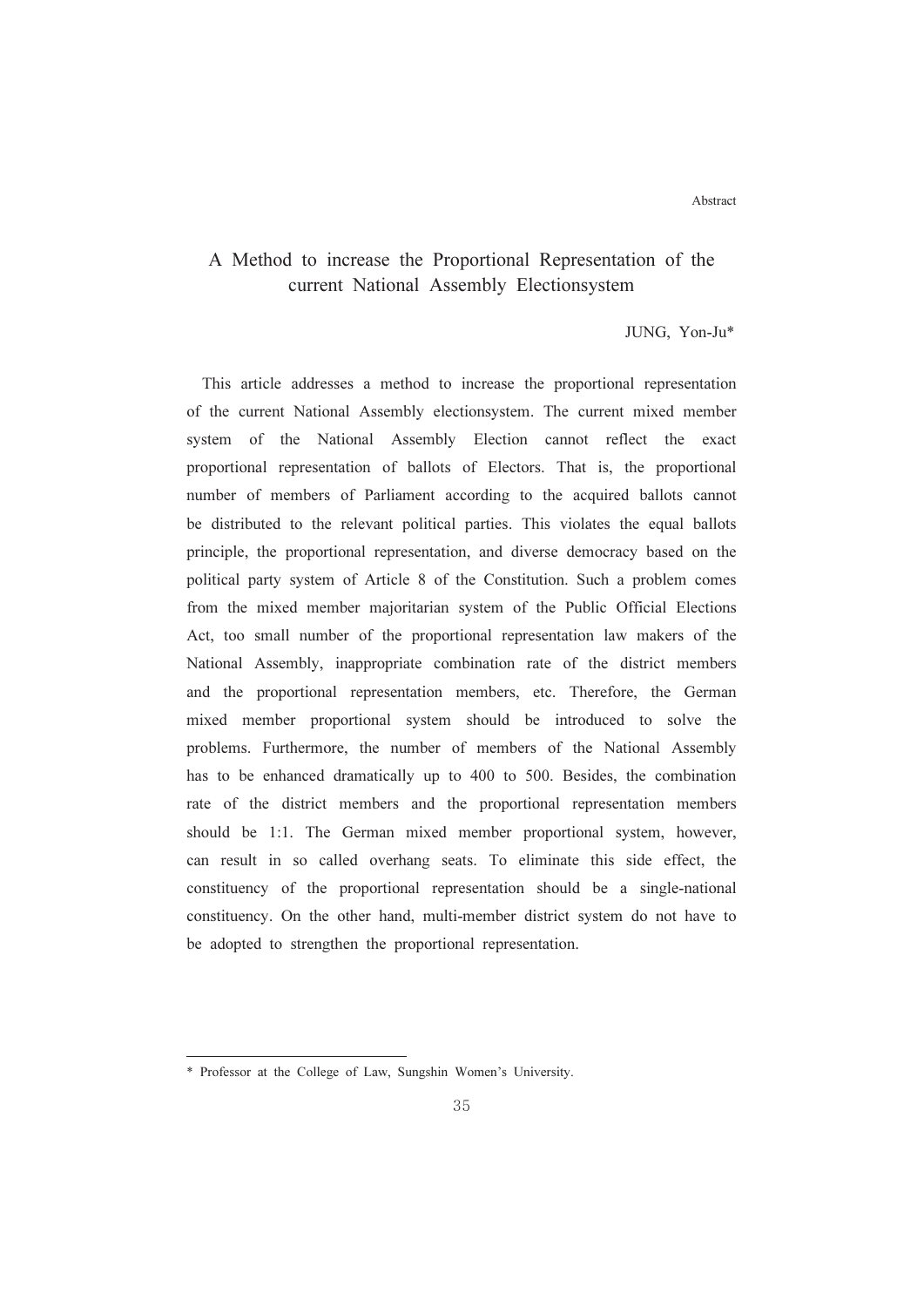Abstract

# A Method to increase the Proportional Representation of the current National Assembly Electionsystem

JUNG, Yon-Ju*

This article addresses a method to increase the proportional representation of the current National Assembly electionsystem. The current mixed member system of the National Assembly Election cannot reflect the exact proportional representation of ballots of Electors. That is, the proportional number of members of Parliament according to the acquired ballots cannot be distributed to the relevant political parties. This violates the equal ballots principle, the proportional representation, and diverse democracy based on the political party system of Article 8 of the Constitution. Such a problem comes from the mixed member majoritarian system of the Public Official Elections Act, too small number of the proportional representation law makers of the National Assembly, inappropriate combination rate of the district members and the proportional representation members, etc. Therefore, the German mixed member proportional system should be introduced to solve the problems. Furthermore, the number of members of the National Assembly has to be enhanced dramatically up to 400 to 500. Besides, the combination rate of the district members and the proportional representation members should be 1:1. The German mixed member proportional system, however, can result in so called overhang seats. To eliminate this side effect, the constituency of the proportional representation should be a single-national constituency. On the other hand, multi-member district system do not have to be adopted to strengthen the proportional representation.

---

* Professor at the College of Law, Sungshin Women's University.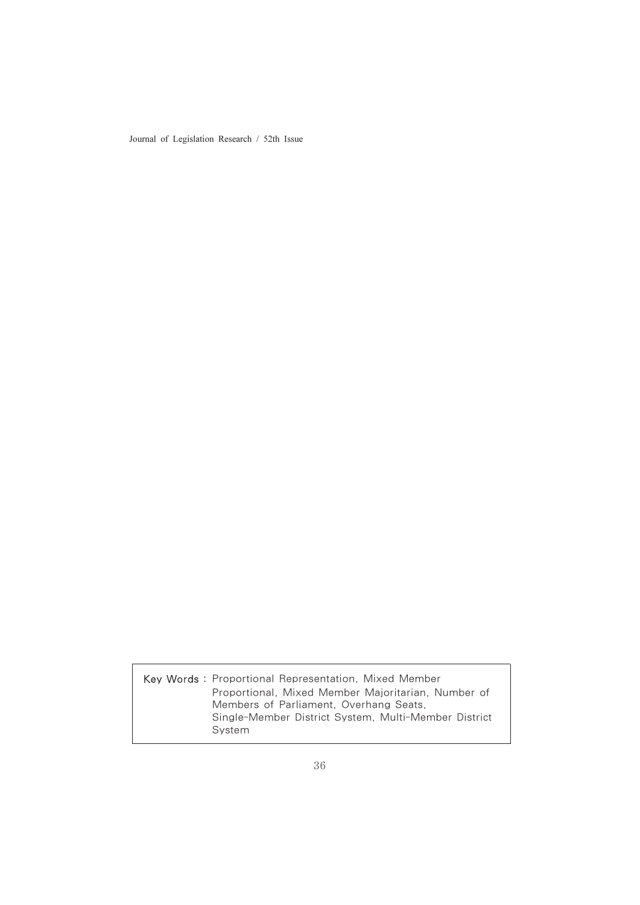**Key Words :** Proportional Representation, Mixed Member Proportional, Mixed Member Majoritarian, Number of Members of Parliament, Overhang Seats, Single-Member District System, Multi-Member District System